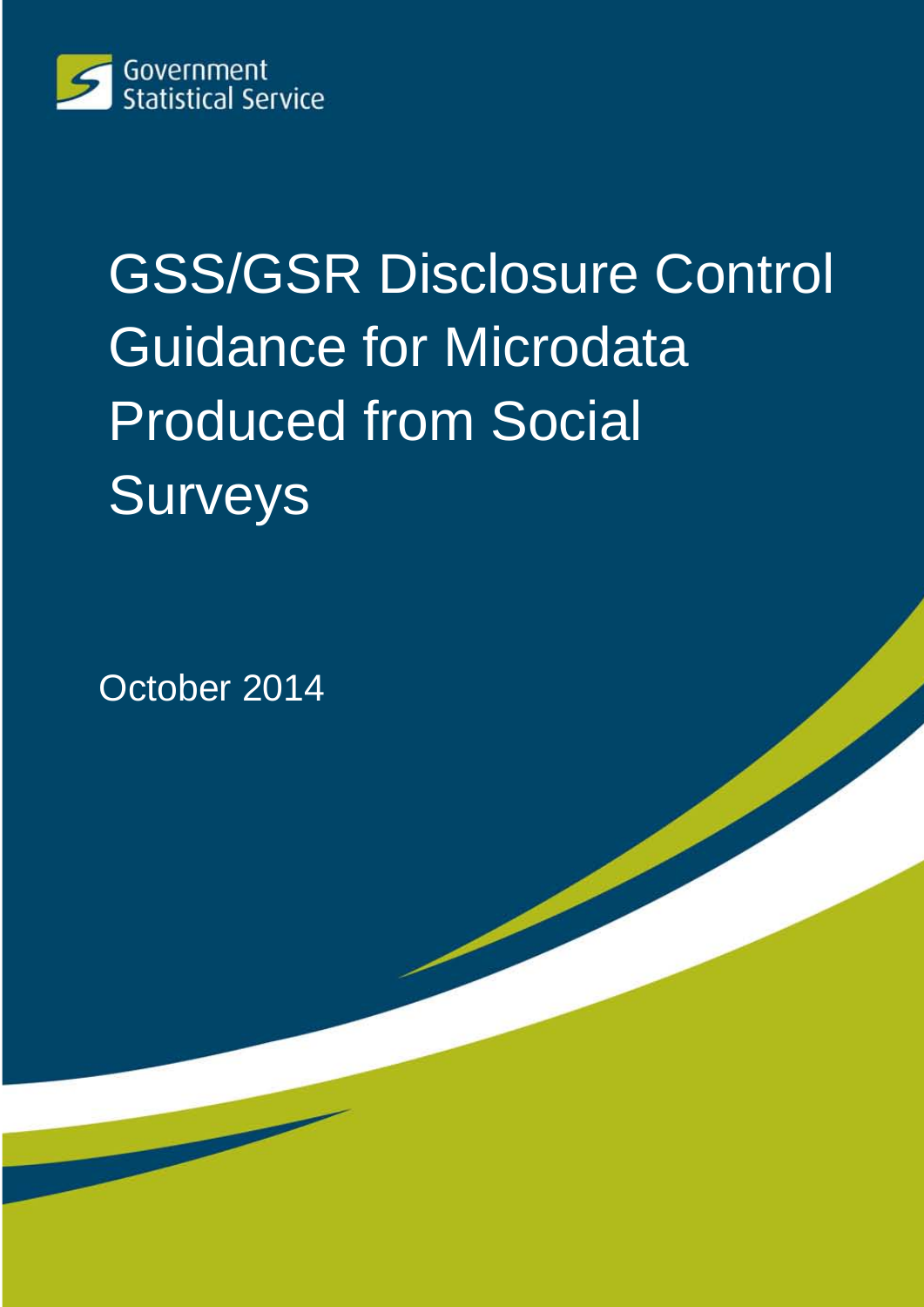Government Statistical Service

# GSS/GSR Disclosure Control Guidance for Microdata Produced from Social Surveys

October 2014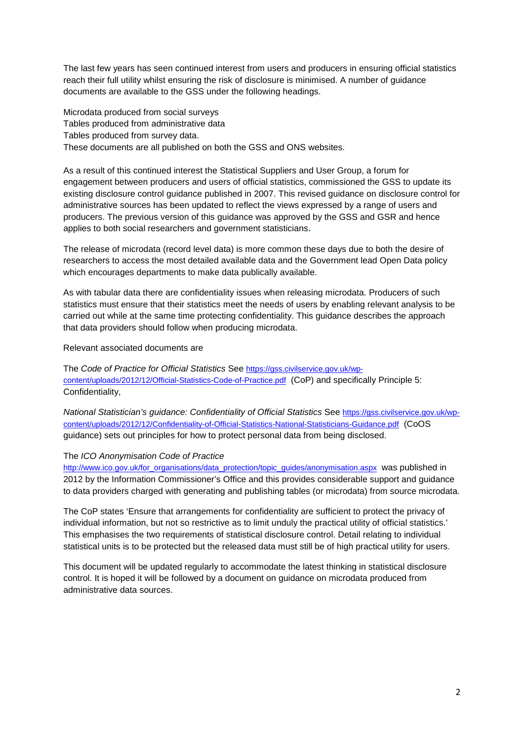The last few years has seen continued interest from users and producers in ensuring official statistics reach their full utility whilst ensuring the risk of disclosure is minimised. A number of guidance documents are available to the GSS under the following headings.

Microdata produced from social surveys
Tables produced from administrative data
Tables produced from survey data.
These documents are all published on both the GSS and ONS websites.

As a result of this continued interest the Statistical Suppliers and User Group, a forum for engagement between producers and users of official statistics, commissioned the GSS to update its existing disclosure control guidance published in 2007. This revised guidance on disclosure control for administrative sources has been updated to reflect the views expressed by a range of users and producers. The previous version of this guidance was approved by the GSS and GSR and hence applies to both social researchers and government statisticians.

The release of microdata (record level data) is more common these days due to both the desire of researchers to access the most detailed available data and the Government lead Open Data policy which encourages departments to make data publically available.

As with tabular data there are confidentiality issues when releasing microdata. Producers of such statistics must ensure that their statistics meet the needs of users by enabling relevant analysis to be carried out while at the same time protecting confidentiality. This guidance describes the approach that data providers should follow when producing microdata.

Relevant associated documents are

The *Code of Practice for Official Statistics* See https://gss.civilservice.gov.uk/wp-content/uploads/2012/12/Official-Statistics-Code-of-Practice.pdf (CoP) and specifically Principle 5: Confidentiality,

*National Statistician's guidance: Confidentiality of Official Statistics* See https://gss.civilservice.gov.uk/wp-content/uploads/2012/12/Confidentiality-of-Official-Statistics-National-Statisticians-Guidance.pdf (CoOS guidance) sets out principles for how to protect personal data from being disclosed.

The *ICO Anonymisation Code of Practice*
http://www.ico.gov.uk/for_organisations/data_protection/topic_guides/anonymisation.aspx was published in 2012 by the Information Commissioner's Office and this provides considerable support and guidance to data providers charged with generating and publishing tables (or microdata) from source microdata.

The CoP states 'Ensure that arrangements for confidentiality are sufficient to protect the privacy of individual information, but not so restrictive as to limit unduly the practical utility of official statistics.' This emphasises the two requirements of statistical disclosure control. Detail relating to individual statistical units is to be protected but the released data must still be of high practical utility for users.

This document will be updated regularly to accommodate the latest thinking in statistical disclosure control. It is hoped it will be followed by a document on guidance on microdata produced from administrative data sources.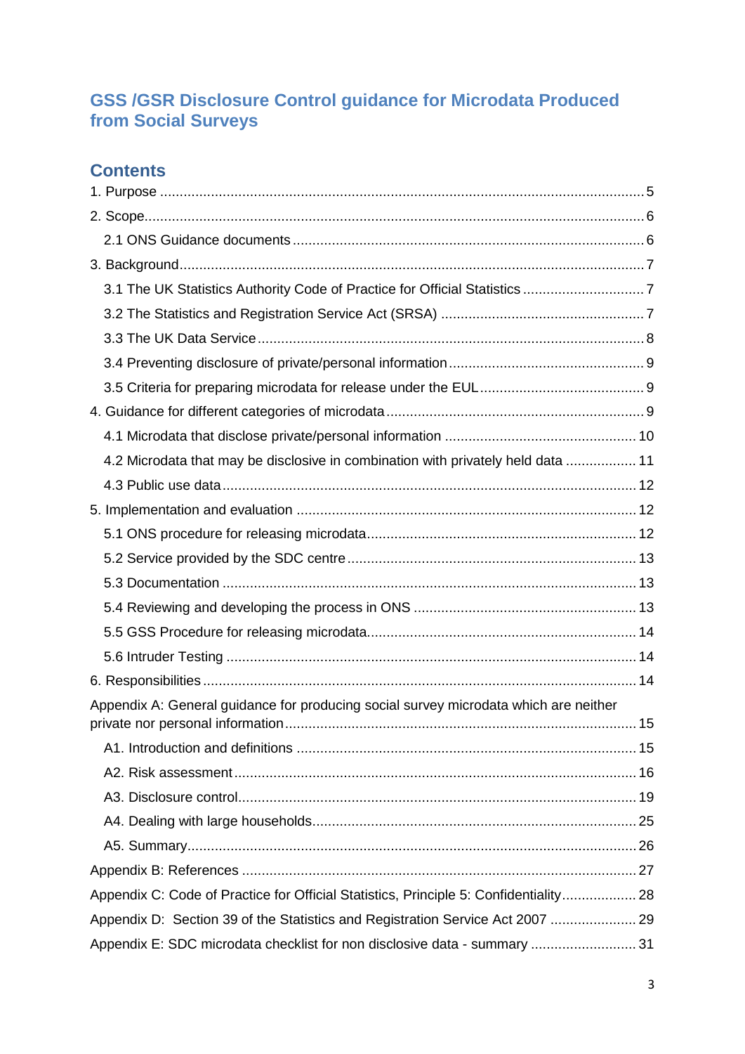# GSS /GSR Disclosure Control guidance for Microdata Produced from Social Surveys

## Contents

1. Purpose ... 5
2. Scope ... 6
   - 2.1 ONS Guidance documents ... 6
3. Background ... 7
   - 3.1 The UK Statistics Authority Code of Practice for Official Statistics ... 7
   - 3.2 The Statistics and Registration Service Act (SRSA) ... 7
   - 3.3 The UK Data Service ... 8
   - 3.4 Preventing disclosure of private/personal information ... 9
   - 3.5 Criteria for preparing microdata for release under the EUL ... 9
4. Guidance for different categories of microdata ... 9
   - 4.1 Microdata that disclose private/personal information ... 10
   - 4.2 Microdata that may be disclosive in combination with privately held data ... 11
   - 4.3 Public use data ... 12
5. Implementation and evaluation ... 12
   - 5.1 ONS procedure for releasing microdata ... 12
   - 5.2 Service provided by the SDC centre ... 13
   - 5.3 Documentation ... 13
   - 5.4 Reviewing and developing the process in ONS ... 13
   - 5.5 GSS Procedure for releasing microdata ... 14
   - 5.6 Intruder Testing ... 14
6. Responsibilities ... 14

Appendix A: General guidance for producing social survey microdata which are neither private nor personal information ... 15
   - A1. Introduction and definitions ... 15
   - A2. Risk assessment ... 16
   - A3. Disclosure control ... 19
   - A4. Dealing with large households ... 25
   - A5. Summary ... 26

Appendix B: References ... 27

Appendix C: Code of Practice for Official Statistics, Principle 5: Confidentiality ... 28

Appendix D: Section 39 of the Statistics and Registration Service Act 2007 ... 29

Appendix E: SDC microdata checklist for non disclosive data - summary ... 31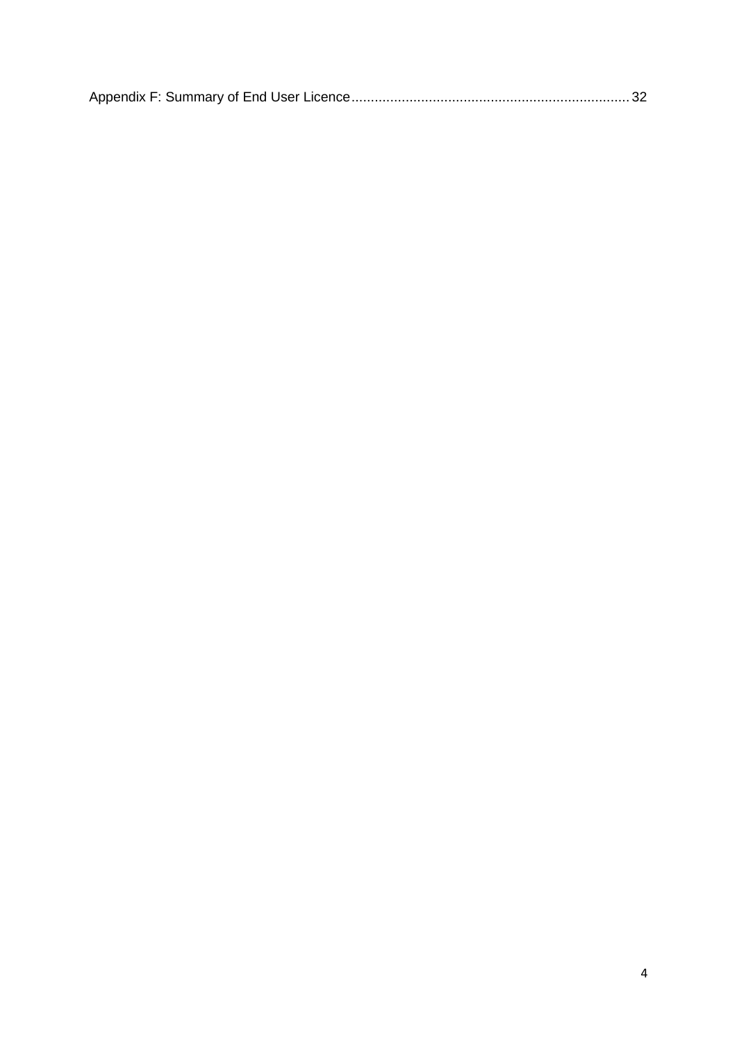Appendix F: Summary of End User Licence........................................................................ 32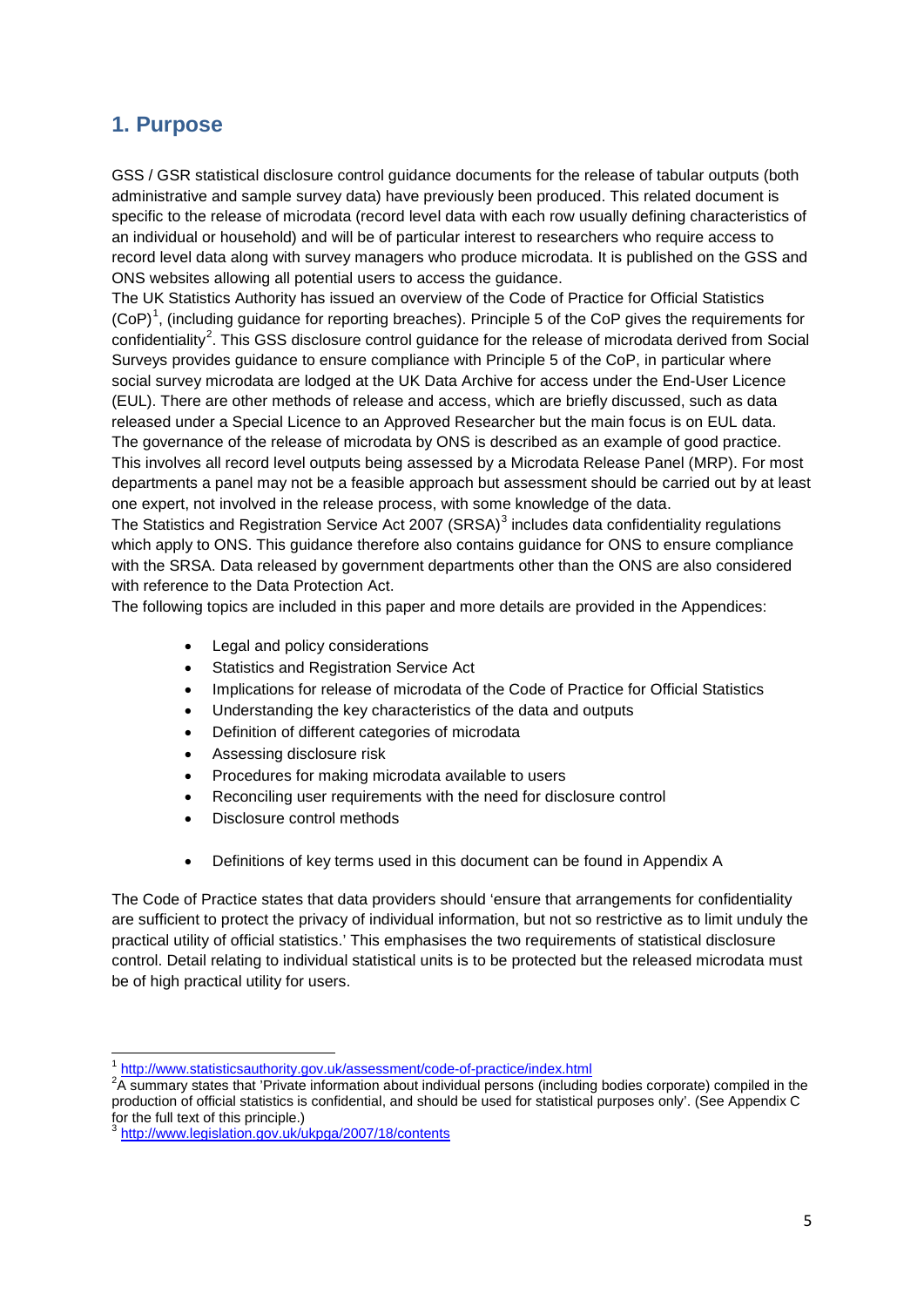## 1. Purpose

GSS / GSR statistical disclosure control guidance documents for the release of tabular outputs (both administrative and sample survey data) have previously been produced. This related document is specific to the release of microdata (record level data with each row usually defining characteristics of an individual or household) and will be of particular interest to researchers who require access to record level data along with survey managers who produce microdata. It is published on the GSS and ONS websites allowing all potential users to access the guidance.

The UK Statistics Authority has issued an overview of the Code of Practice for Official Statistics (CoP)[1], (including guidance for reporting breaches). Principle 5 of the CoP gives the requirements for confidentiality[2]. This GSS disclosure control guidance for the release of microdata derived from Social Surveys provides guidance to ensure compliance with Principle 5 of the CoP, in particular where social survey microdata are lodged at the UK Data Archive for access under the End-User Licence (EUL). There are other methods of release and access, which are briefly discussed, such as data released under a Special Licence to an Approved Researcher but the main focus is on EUL data.

The governance of the release of microdata by ONS is described as an example of good practice. This involves all record level outputs being assessed by a Microdata Release Panel (MRP). For most departments a panel may not be a feasible approach but assessment should be carried out by at least one expert, not involved in the release process, with some knowledge of the data.

The Statistics and Registration Service Act 2007 (SRSA)[3] includes data confidentiality regulations which apply to ONS. This guidance therefore also contains guidance for ONS to ensure compliance with the SRSA. Data released by government departments other than the ONS are also considered with reference to the Data Protection Act.

The following topics are included in this paper and more details are provided in the Appendices:

- Legal and policy considerations
- Statistics and Registration Service Act
- Implications for release of microdata of the Code of Practice for Official Statistics
- Understanding the key characteristics of the data and outputs
- Definition of different categories of microdata
- Assessing disclosure risk
- Procedures for making microdata available to users
- Reconciling user requirements with the need for disclosure control
- Disclosure control methods

- Definitions of key terms used in this document can be found in Appendix A

The Code of Practice states that data providers should 'ensure that arrangements for confidentiality are sufficient to protect the privacy of individual information, but not so restrictive as to limit unduly the practical utility of official statistics.' This emphasises the two requirements of statistical disclosure control. Detail relating to individual statistical units is to be protected but the released microdata must be of high practical utility for users.

---

[1] http://www.statisticsauthority.gov.uk/assessment/code-of-practice/index.html

[2] A summary states that 'Private information about individual persons (including bodies corporate) compiled in the production of official statistics is confidential, and should be used for statistical purposes only'. (See Appendix C for the full text of this principle.)

[3] http://www.legislation.gov.uk/ukpga/2007/18/contents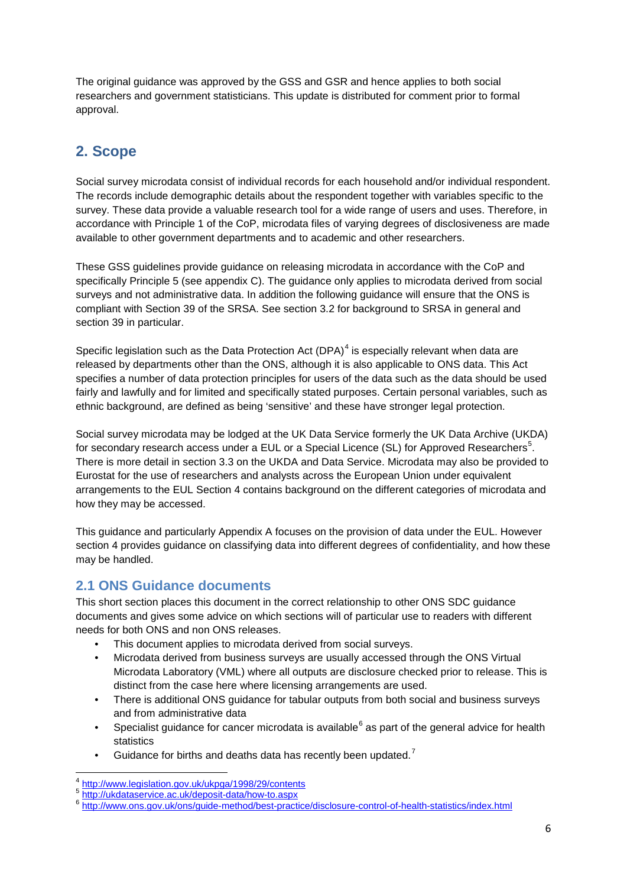The original guidance was approved by the GSS and GSR and hence applies to both social researchers and government statisticians. This update is distributed for comment prior to formal approval.

## 2. Scope

Social survey microdata consist of individual records for each household and/or individual respondent. The records include demographic details about the respondent together with variables specific to the survey. These data provide a valuable research tool for a wide range of users and uses. Therefore, in accordance with Principle 1 of the CoP, microdata files of varying degrees of disclosiveness are made available to other government departments and to academic and other researchers.

These GSS guidelines provide guidance on releasing microdata in accordance with the CoP and specifically Principle 5 (see appendix C). The guidance only applies to microdata derived from social surveys and not administrative data. In addition the following guidance will ensure that the ONS is compliant with Section 39 of the SRSA. See section 3.2 for background to SRSA in general and section 39 in particular.

Specific legislation such as the Data Protection Act (DPA)[4] is especially relevant when data are released by departments other than the ONS, although it is also applicable to ONS data. This Act specifies a number of data protection principles for users of the data such as the data should be used fairly and lawfully and for limited and specifically stated purposes. Certain personal variables, such as ethnic background, are defined as being 'sensitive' and these have stronger legal protection.

Social survey microdata may be lodged at the UK Data Service formerly the UK Data Archive (UKDA) for secondary research access under a EUL or a Special Licence (SL) for Approved Researchers[5]. There is more detail in section 3.3 on the UKDA and Data Service. Microdata may also be provided to Eurostat for the use of researchers and analysts across the European Union under equivalent arrangements to the EUL Section 4 contains background on the different categories of microdata and how they may be accessed.

This guidance and particularly Appendix A focuses on the provision of data under the EUL. However section 4 provides guidance on classifying data into different degrees of confidentiality, and how these may be handled.

### 2.1 ONS Guidance documents

This short section places this document in the correct relationship to other ONS SDC guidance documents and gives some advice on which sections will of particular use to readers with different needs for both ONS and non ONS releases.

- This document applies to microdata derived from social surveys.
- Microdata derived from business surveys are usually accessed through the ONS Virtual Microdata Laboratory (VML) where all outputs are disclosure checked prior to release. This is distinct from the case here where licensing arrangements are used.
- There is additional ONS guidance for tabular outputs from both social and business surveys and from administrative data
- Specialist guidance for cancer microdata is available[6] as part of the general advice for health statistics
- Guidance for births and deaths data has recently been updated.[7]

---

[4] http://www.legislation.gov.uk/ukpga/1998/29/contents

[5] http://ukdataservice.ac.uk/deposit-data/how-to.aspx

[6] http://www.ons.gov.uk/ons/guide-method/best-practice/disclosure-control-of-health-statistics/index.html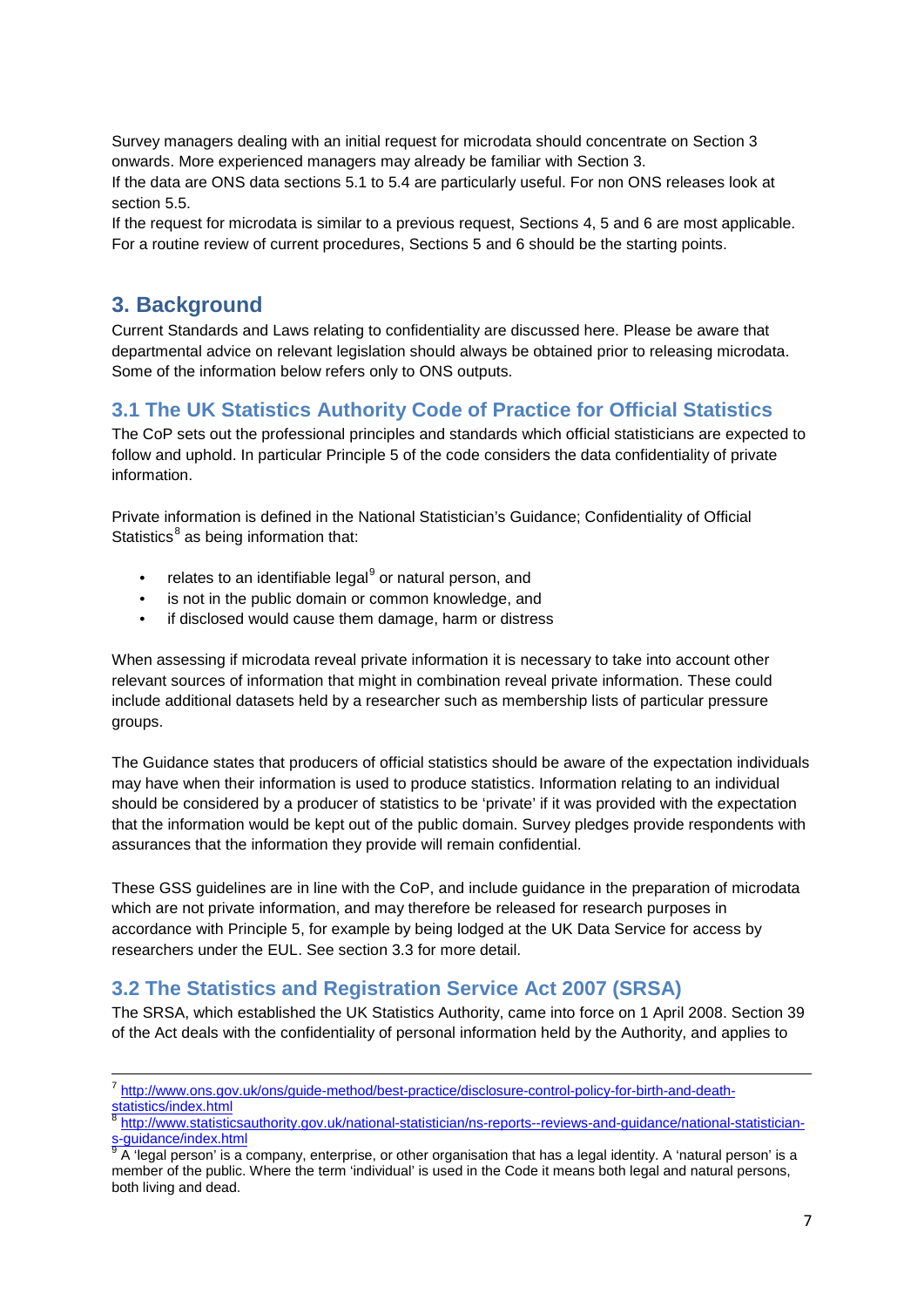Survey managers dealing with an initial request for microdata should concentrate on Section 3 onwards. More experienced managers may already be familiar with Section 3.

If the data are ONS data sections 5.1 to 5.4 are particularly useful. For non ONS releases look at section 5.5.

If the request for microdata is similar to a previous request, Sections 4, 5 and 6 are most applicable. For a routine review of current procedures, Sections 5 and 6 should be the starting points.

## 3. Background

Current Standards and Laws relating to confidentiality are discussed here. Please be aware that departmental advice on relevant legislation should always be obtained prior to releasing microdata. Some of the information below refers only to ONS outputs.

### 3.1 The UK Statistics Authority Code of Practice for Official Statistics

The CoP sets out the professional principles and standards which official statisticians are expected to follow and uphold. In particular Principle 5 of the code considers the data confidentiality of private information.

Private information is defined in the National Statistician's Guidance; Confidentiality of Official Statistics[8] as being information that:

- relates to an identifiable legal[9] or natural person, and
- is not in the public domain or common knowledge, and
- if disclosed would cause them damage, harm or distress

When assessing if microdata reveal private information it is necessary to take into account other relevant sources of information that might in combination reveal private information. These could include additional datasets held by a researcher such as membership lists of particular pressure groups.

The Guidance states that producers of official statistics should be aware of the expectation individuals may have when their information is used to produce statistics. Information relating to an individual should be considered by a producer of statistics to be 'private' if it was provided with the expectation that the information would be kept out of the public domain. Survey pledges provide respondents with assurances that the information they provide will remain confidential.

These GSS guidelines are in line with the CoP, and include guidance in the preparation of microdata which are not private information, and may therefore be released for research purposes in accordance with Principle 5, for example by being lodged at the UK Data Service for access by researchers under the EUL. See section 3.3 for more detail.

### 3.2 The Statistics and Registration Service Act 2007 (SRSA)

The SRSA, which established the UK Statistics Authority, came into force on 1 April 2008. Section 39 of the Act deals with the confidentiality of personal information held by the Authority, and applies to

---

[7] http://www.ons.gov.uk/ons/guide-method/best-practice/disclosure-control-policy-for-birth-and-death-statistics/index.html

[8] http://www.statisticsauthority.gov.uk/national-statistician/ns-reports--reviews-and-guidance/national-statistician-s-guidance/index.html

[9] A 'legal person' is a company, enterprise, or other organisation that has a legal identity. A 'natural person' is a member of the public. Where the term 'individual' is used in the Code it means both legal and natural persons, both living and dead.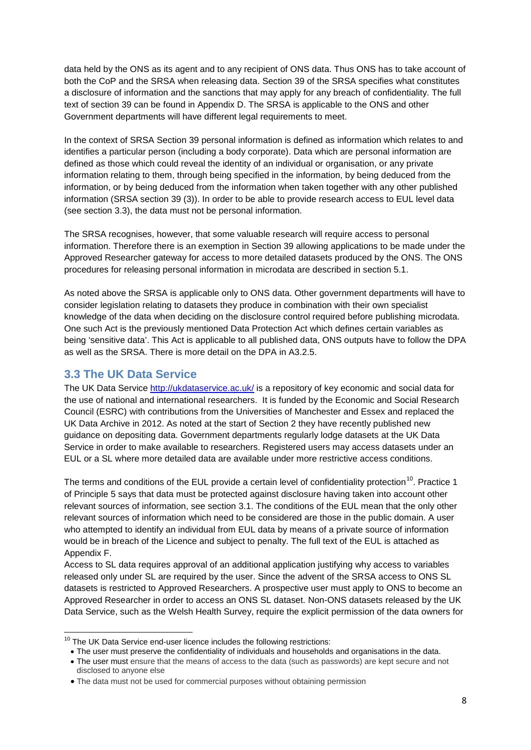data held by the ONS as its agent and to any recipient of ONS data. Thus ONS has to take account of both the CoP and the SRSA when releasing data. Section 39 of the SRSA specifies what constitutes a disclosure of information and the sanctions that may apply for any breach of confidentiality. The full text of section 39 can be found in Appendix D. The SRSA is applicable to the ONS and other Government departments will have different legal requirements to meet.

In the context of SRSA Section 39 personal information is defined as information which relates to and identifies a particular person (including a body corporate). Data which are personal information are defined as those which could reveal the identity of an individual or organisation, or any private information relating to them, through being specified in the information, by being deduced from the information, or by being deduced from the information when taken together with any other published information (SRSA section 39 (3)). In order to be able to provide research access to EUL level data (see section 3.3), the data must not be personal information.

The SRSA recognises, however, that some valuable research will require access to personal information. Therefore there is an exemption in Section 39 allowing applications to be made under the Approved Researcher gateway for access to more detailed datasets produced by the ONS. The ONS procedures for releasing personal information in microdata are described in section 5.1.

As noted above the SRSA is applicable only to ONS data. Other government departments will have to consider legislation relating to datasets they produce in combination with their own specialist knowledge of the data when deciding on the disclosure control required before publishing microdata. One such Act is the previously mentioned Data Protection Act which defines certain variables as being 'sensitive data'. This Act is applicable to all published data, ONS outputs have to follow the DPA as well as the SRSA. There is more detail on the DPA in A3.2.5.

## 3.3 The UK Data Service

The UK Data Service http://ukdataservice.ac.uk/ is a repository of key economic and social data for the use of national and international researchers. It is funded by the Economic and Social Research Council (ESRC) with contributions from the Universities of Manchester and Essex and replaced the UK Data Archive in 2012. As noted at the start of Section 2 they have recently published new guidance on depositing data. Government departments regularly lodge datasets at the UK Data Service in order to make available to researchers. Registered users may access datasets under an EUL or a SL where more detailed data are available under more restrictive access conditions.

The terms and conditions of the EUL provide a certain level of confidentiality protection[10]. Practice 1 of Principle 5 says that data must be protected against disclosure having taken into account other relevant sources of information, see section 3.1. The conditions of the EUL mean that the only other relevant sources of information which need to be considered are those in the public domain. A user who attempted to identify an individual from EUL data by means of a private source of information would be in breach of the Licence and subject to penalty. The full text of the EUL is attached as Appendix F.

Access to SL data requires approval of an additional application justifying why access to variables released only under SL are required by the user. Since the advent of the SRSA access to ONS SL datasets is restricted to Approved Researchers. A prospective user must apply to ONS to become an Approved Researcher in order to access an ONS SL dataset. Non-ONS datasets released by the UK Data Service, such as the Welsh Health Survey, require the explicit permission of the data owners for

---

[10] The UK Data Service end-user licence includes the following restrictions:

- The user must preserve the confidentiality of individuals and households and organisations in the data.
- The user must ensure that the means of access to the data (such as passwords) are kept secure and not disclosed to anyone else
- The data must not be used for commercial purposes without obtaining permission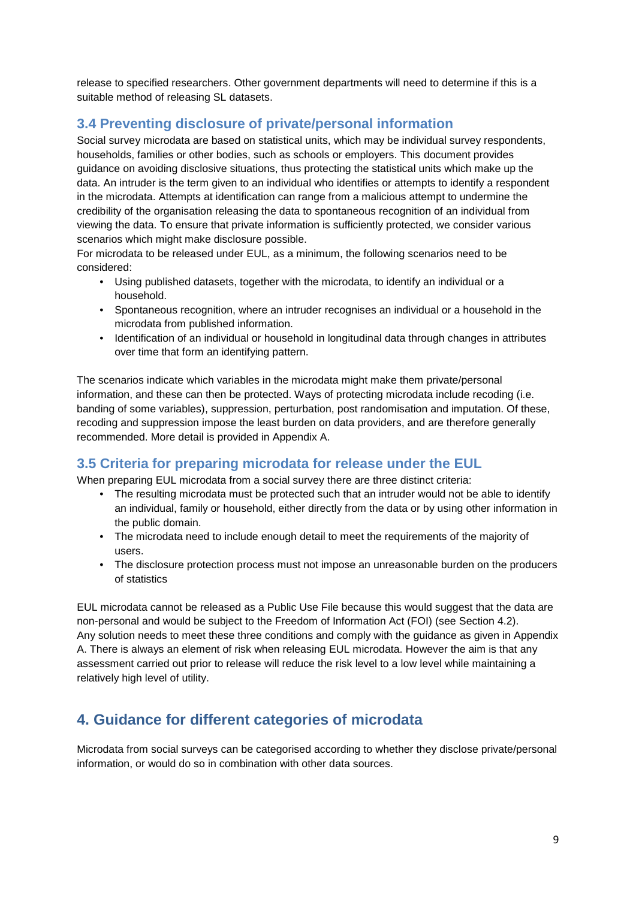release to specified researchers. Other government departments will need to determine if this is a suitable method of releasing SL datasets.

### 3.4 Preventing disclosure of private/personal information

Social survey microdata are based on statistical units, which may be individual survey respondents, households, families or other bodies, such as schools or employers. This document provides guidance on avoiding disclosive situations, thus protecting the statistical units which make up the data. An intruder is the term given to an individual who identifies or attempts to identify a respondent in the microdata. Attempts at identification can range from a malicious attempt to undermine the credibility of the organisation releasing the data to spontaneous recognition of an individual from viewing the data. To ensure that private information is sufficiently protected, we consider various scenarios which might make disclosure possible.

For microdata to be released under EUL, as a minimum, the following scenarios need to be considered:

- Using published datasets, together with the microdata, to identify an individual or a household.
- Spontaneous recognition, where an intruder recognises an individual or a household in the microdata from published information.
- Identification of an individual or household in longitudinal data through changes in attributes over time that form an identifying pattern.

The scenarios indicate which variables in the microdata might make them private/personal information, and these can then be protected. Ways of protecting microdata include recoding (i.e. banding of some variables), suppression, perturbation, post randomisation and imputation. Of these, recoding and suppression impose the least burden on data providers, and are therefore generally recommended. More detail is provided in Appendix A.

### 3.5 Criteria for preparing microdata for release under the EUL

When preparing EUL microdata from a social survey there are three distinct criteria:

- The resulting microdata must be protected such that an intruder would not be able to identify an individual, family or household, either directly from the data or by using other information in the public domain.
- The microdata need to include enough detail to meet the requirements of the majority of users.
- The disclosure protection process must not impose an unreasonable burden on the producers of statistics

EUL microdata cannot be released as a Public Use File because this would suggest that the data are non-personal and would be subject to the Freedom of Information Act (FOI) (see Section 4.2).
Any solution needs to meet these three conditions and comply with the guidance as given in Appendix A. There is always an element of risk when releasing EUL microdata. However the aim is that any assessment carried out prior to release will reduce the risk level to a low level while maintaining a relatively high level of utility.

## 4. Guidance for different categories of microdata

Microdata from social surveys can be categorised according to whether they disclose private/personal information, or would do so in combination with other data sources.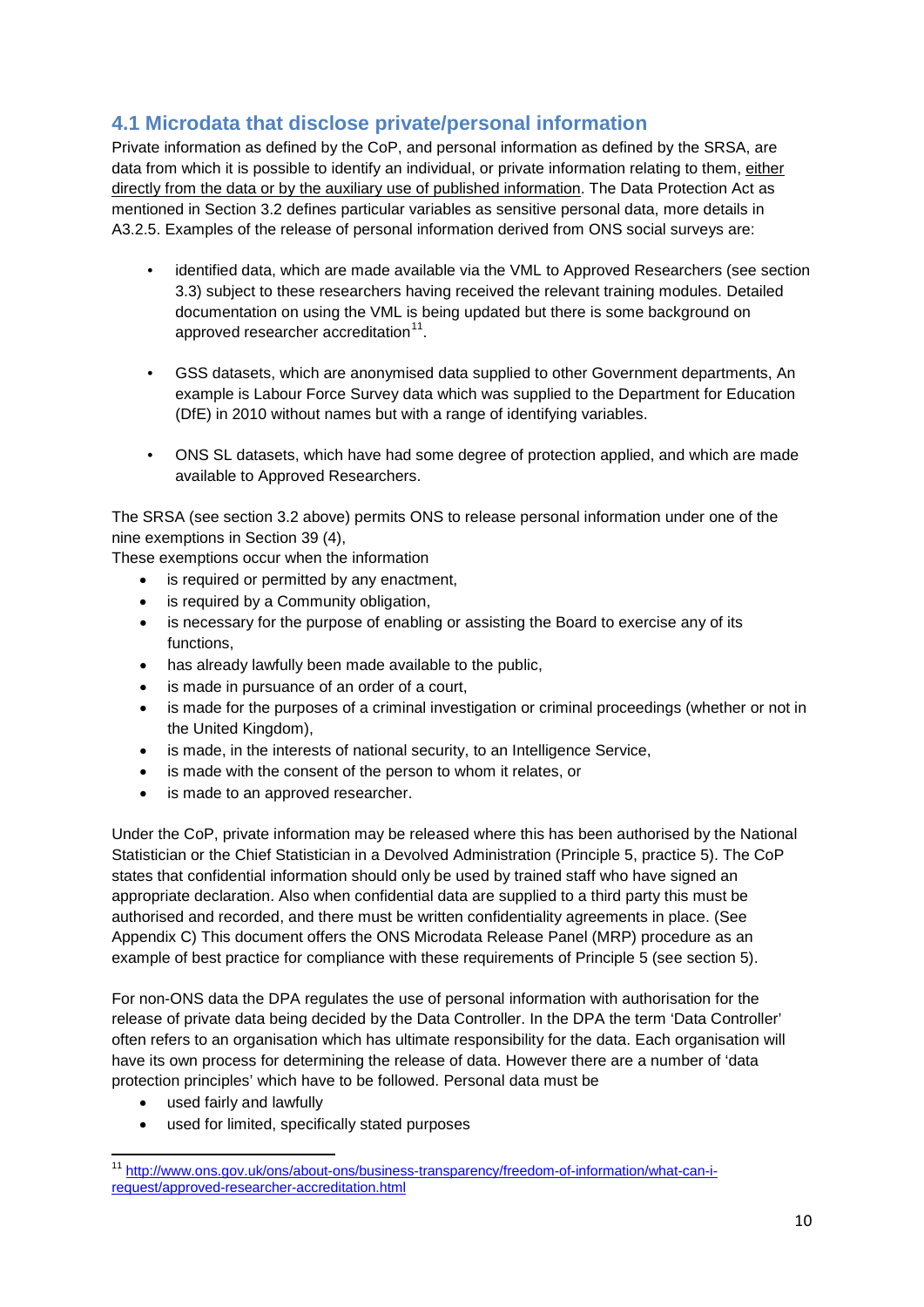## 4.1 Microdata that disclose private/personal information

Private information as defined by the CoP, and personal information as defined by the SRSA, are data from which it is possible to identify an individual, or private information relating to them, either directly from the data or by the auxiliary use of published information. The Data Protection Act as mentioned in Section 3.2 defines particular variables as sensitive personal data, more details in A3.2.5. Examples of the release of personal information derived from ONS social surveys are:

- identified data, which are made available via the VML to Approved Researchers (see section 3.3) subject to these researchers having received the relevant training modules. Detailed documentation on using the VML is being updated but there is some background on approved researcher accreditation[11].

- GSS datasets, which are anonymised data supplied to other Government departments, An example is Labour Force Survey data which was supplied to the Department for Education (DfE) in 2010 without names but with a range of identifying variables.

- ONS SL datasets, which have had some degree of protection applied, and which are made available to Approved Researchers.

The SRSA (see section 3.2 above) permits ONS to release personal information under one of the nine exemptions in Section 39 (4),

These exemptions occur when the information

- is required or permitted by any enactment,
- is required by a Community obligation,
- is necessary for the purpose of enabling or assisting the Board to exercise any of its functions,
- has already lawfully been made available to the public,
- is made in pursuance of an order of a court,
- is made for the purposes of a criminal investigation or criminal proceedings (whether or not in the United Kingdom),
- is made, in the interests of national security, to an Intelligence Service,
- is made with the consent of the person to whom it relates, or
- is made to an approved researcher.

Under the CoP, private information may be released where this has been authorised by the National Statistician or the Chief Statistician in a Devolved Administration (Principle 5, practice 5). The CoP states that confidential information should only be used by trained staff who have signed an appropriate declaration. Also when confidential data are supplied to a third party this must be authorised and recorded, and there must be written confidentiality agreements in place. (See Appendix C) This document offers the ONS Microdata Release Panel (MRP) procedure as an example of best practice for compliance with these requirements of Principle 5 (see section 5).

For non-ONS data the DPA regulates the use of personal information with authorisation for the release of private data being decided by the Data Controller. In the DPA the term 'Data Controller' often refers to an organisation which has ultimate responsibility for the data. Each organisation will have its own process for determining the release of data. However there are a number of 'data protection principles' which have to be followed. Personal data must be

- used fairly and lawfully
- used for limited, specifically stated purposes

[11] http://www.ons.gov.uk/ons/about-ons/business-transparency/freedom-of-information/what-can-i-request/approved-researcher-accreditation.html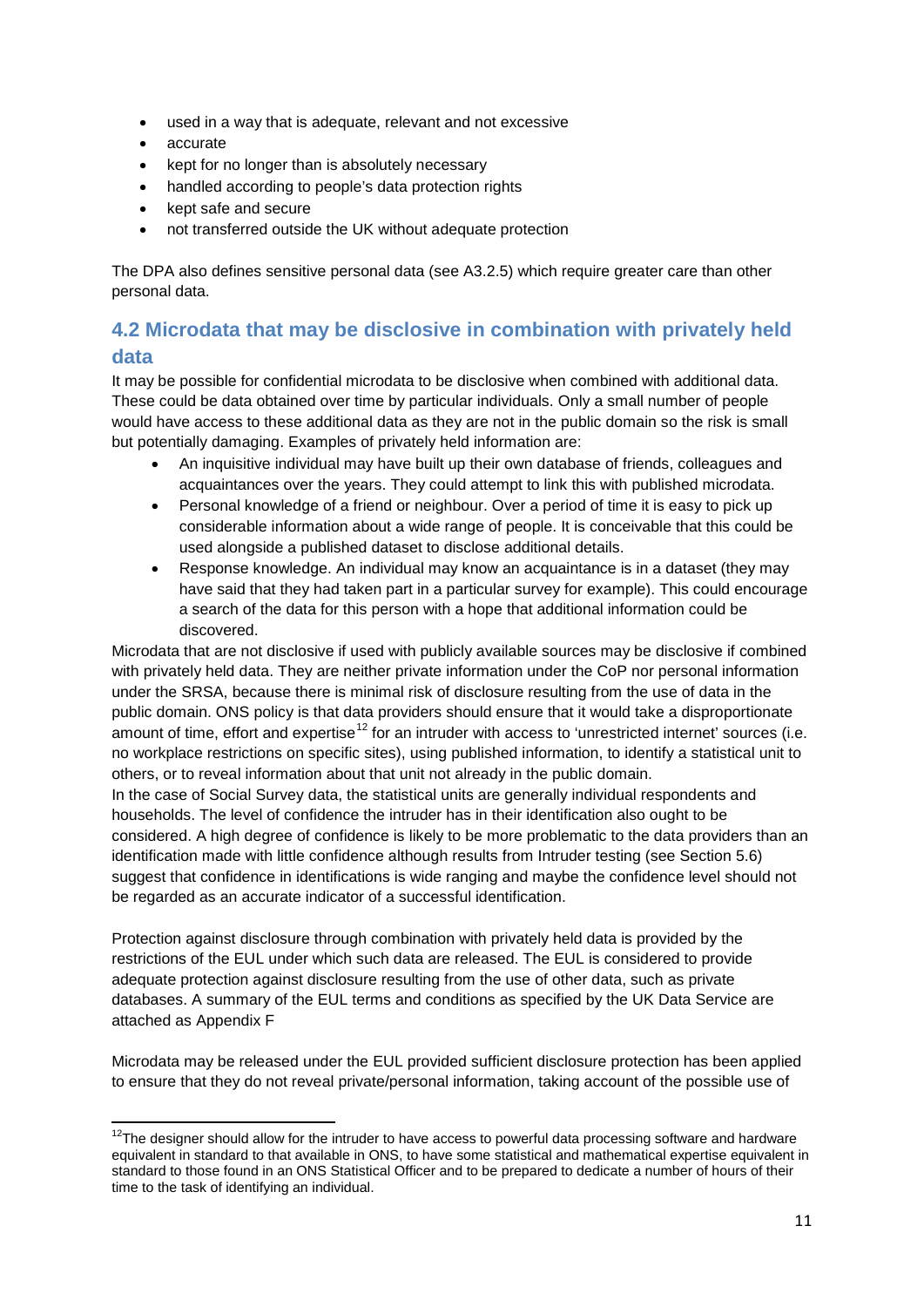- used in a way that is adequate, relevant and not excessive
- accurate
- kept for no longer than is absolutely necessary
- handled according to people's data protection rights
- kept safe and secure
- not transferred outside the UK without adequate protection

The DPA also defines sensitive personal data (see A3.2.5) which require greater care than other personal data.

## 4.2 Microdata that may be disclosive in combination with privately held data

It may be possible for confidential microdata to be disclosive when combined with additional data. These could be data obtained over time by particular individuals. Only a small number of people would have access to these additional data as they are not in the public domain so the risk is small but potentially damaging. Examples of privately held information are:

- An inquisitive individual may have built up their own database of friends, colleagues and acquaintances over the years. They could attempt to link this with published microdata.
- Personal knowledge of a friend or neighbour. Over a period of time it is easy to pick up considerable information about a wide range of people. It is conceivable that this could be used alongside a published dataset to disclose additional details.
- Response knowledge. An individual may know an acquaintance is in a dataset (they may have said that they had taken part in a particular survey for example). This could encourage a search of the data for this person with a hope that additional information could be discovered.

Microdata that are not disclosive if used with publicly available sources may be disclosive if combined with privately held data. They are neither private information under the CoP nor personal information under the SRSA, because there is minimal risk of disclosure resulting from the use of data in the public domain. ONS policy is that data providers should ensure that it would take a disproportionate amount of time, effort and expertise[12] for an intruder with access to 'unrestricted internet' sources (i.e. no workplace restrictions on specific sites), using published information, to identify a statistical unit to others, or to reveal information about that unit not already in the public domain.

In the case of Social Survey data, the statistical units are generally individual respondents and households. The level of confidence the intruder has in their identification also ought to be considered. A high degree of confidence is likely to be more problematic to the data providers than an identification made with little confidence although results from Intruder testing (see Section 5.6) suggest that confidence in identifications is wide ranging and maybe the confidence level should not be regarded as an accurate indicator of a successful identification.

Protection against disclosure through combination with privately held data is provided by the restrictions of the EUL under which such data are released. The EUL is considered to provide adequate protection against disclosure resulting from the use of other data, such as private databases. A summary of the EUL terms and conditions as specified by the UK Data Service are attached as Appendix F

Microdata may be released under the EUL provided sufficient disclosure protection has been applied to ensure that they do not reveal private/personal information, taking account of the possible use of

[12] The designer should allow for the intruder to have access to powerful data processing software and hardware equivalent in standard to that available in ONS, to have some statistical and mathematical expertise equivalent in standard to those found in an ONS Statistical Officer and to be prepared to dedicate a number of hours of their time to the task of identifying an individual.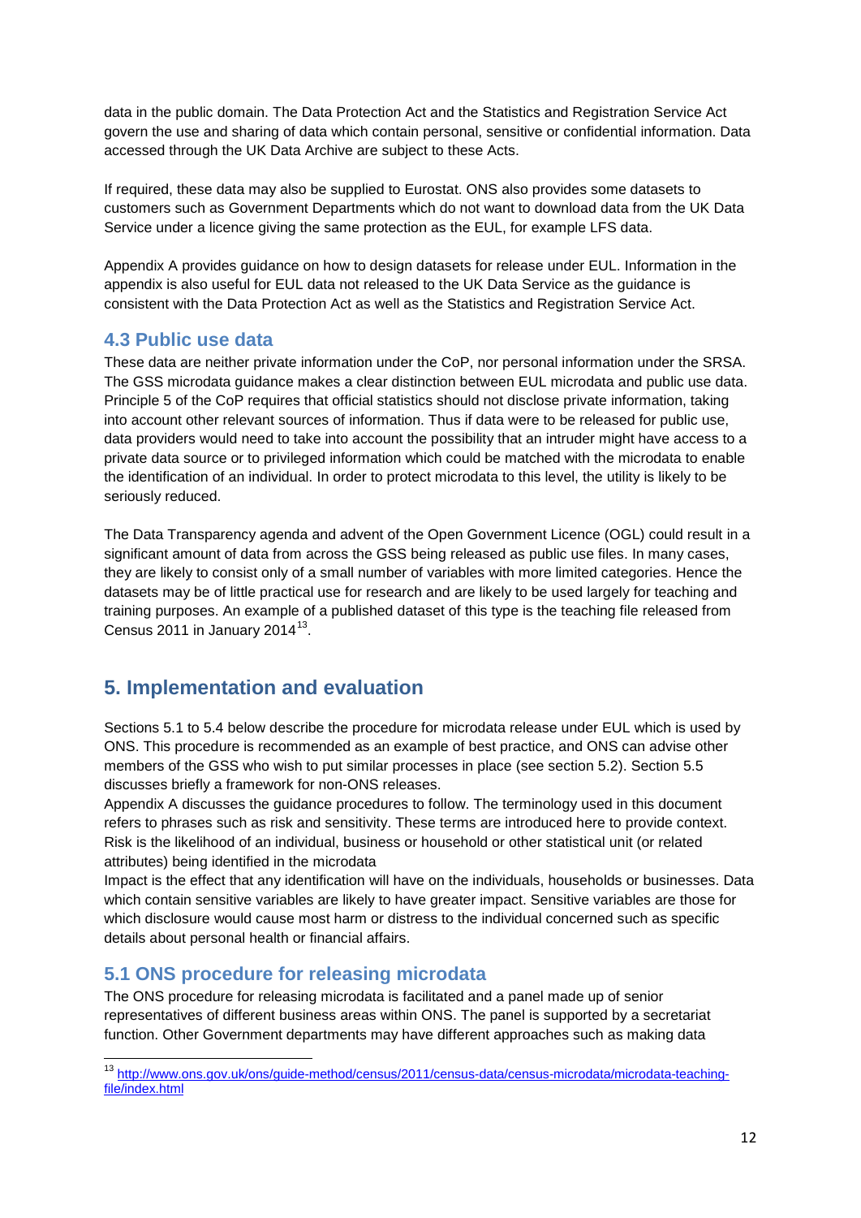data in the public domain. The Data Protection Act and the Statistics and Registration Service Act govern the use and sharing of data which contain personal, sensitive or confidential information. Data accessed through the UK Data Archive are subject to these Acts.

If required, these data may also be supplied to Eurostat. ONS also provides some datasets to customers such as Government Departments which do not want to download data from the UK Data Service under a licence giving the same protection as the EUL, for example LFS data.

Appendix A provides guidance on how to design datasets for release under EUL. Information in the appendix is also useful for EUL data not released to the UK Data Service as the guidance is consistent with the Data Protection Act as well as the Statistics and Registration Service Act.

### 4.3 Public use data

These data are neither private information under the CoP, nor personal information under the SRSA. The GSS microdata guidance makes a clear distinction between EUL microdata and public use data. Principle 5 of the CoP requires that official statistics should not disclose private information, taking into account other relevant sources of information. Thus if data were to be released for public use, data providers would need to take into account the possibility that an intruder might have access to a private data source or to privileged information which could be matched with the microdata to enable the identification of an individual. In order to protect microdata to this level, the utility is likely to be seriously reduced.

The Data Transparency agenda and advent of the Open Government Licence (OGL) could result in a significant amount of data from across the GSS being released as public use files. In many cases, they are likely to consist only of a small number of variables with more limited categories. Hence the datasets may be of little practical use for research and are likely to be used largely for teaching and training purposes. An example of a published dataset of this type is the teaching file released from Census 2011 in January 2014[13].

## 5. Implementation and evaluation

Sections 5.1 to 5.4 below describe the procedure for microdata release under EUL which is used by ONS. This procedure is recommended as an example of best practice, and ONS can advise other members of the GSS who wish to put similar processes in place (see section 5.2). Section 5.5 discusses briefly a framework for non-ONS releases.
Appendix A discusses the guidance procedures to follow. The terminology used in this document refers to phrases such as risk and sensitivity. These terms are introduced here to provide context. Risk is the likelihood of an individual, business or household or other statistical unit (or related attributes) being identified in the microdata
Impact is the effect that any identification will have on the individuals, households or businesses. Data which contain sensitive variables are likely to have greater impact. Sensitive variables are those for which disclosure would cause most harm or distress to the individual concerned such as specific details about personal health or financial affairs.

### 5.1 ONS procedure for releasing microdata

The ONS procedure for releasing microdata is facilitated and a panel made up of senior representatives of different business areas within ONS. The panel is supported by a secretariat function. Other Government departments may have different approaches such as making data

[13] http://www.ons.gov.uk/ons/guide-method/census/2011/census-data/census-microdata/microdata-teaching-file/index.html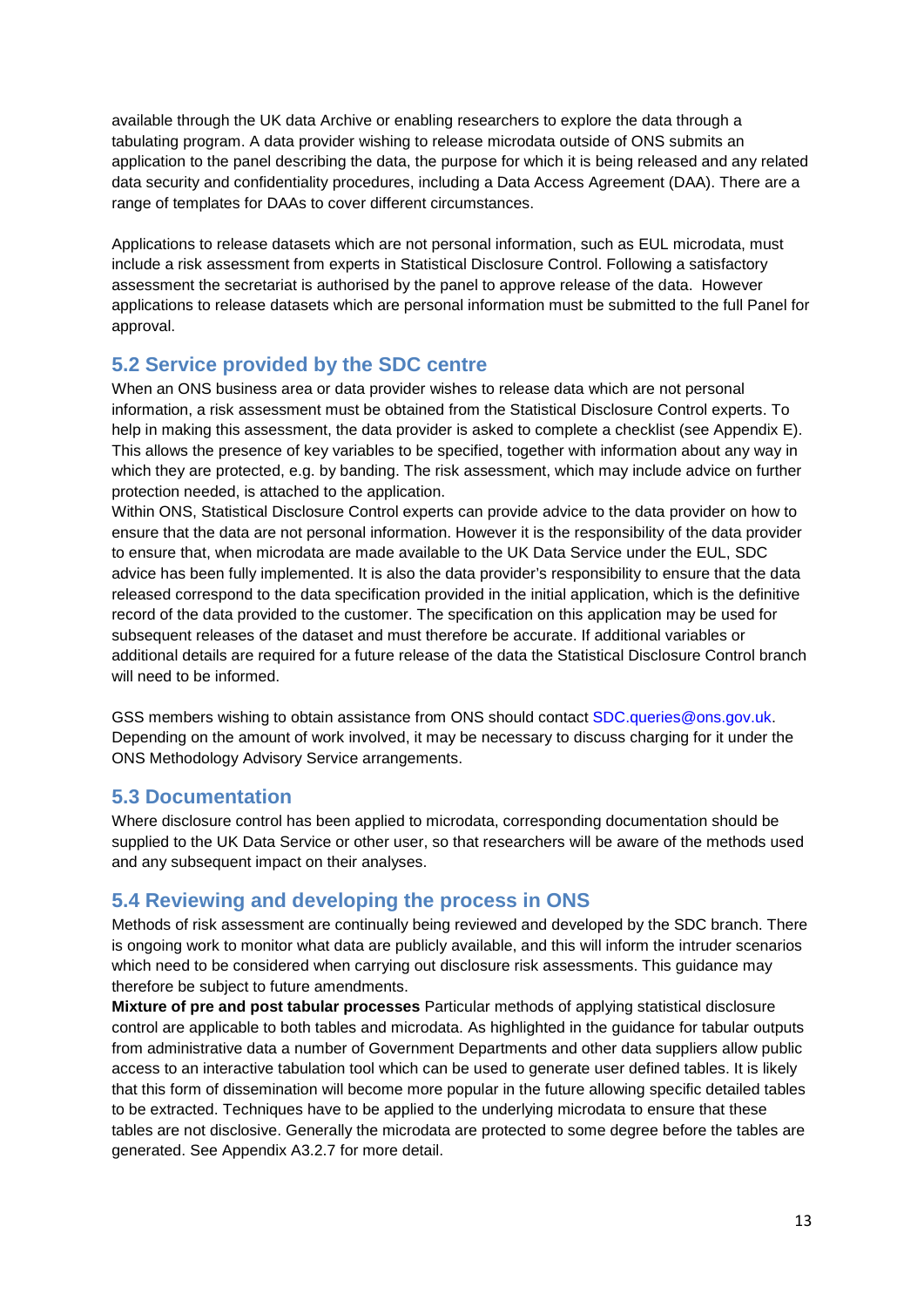available through the UK data Archive or enabling researchers to explore the data through a tabulating program. A data provider wishing to release microdata outside of ONS submits an application to the panel describing the data, the purpose for which it is being released and any related data security and confidentiality procedures, including a Data Access Agreement (DAA). There are a range of templates for DAAs to cover different circumstances.

Applications to release datasets which are not personal information, such as EUL microdata, must include a risk assessment from experts in Statistical Disclosure Control. Following a satisfactory assessment the secretariat is authorised by the panel to approve release of the data. However applications to release datasets which are personal information must be submitted to the full Panel for approval.

## 5.2 Service provided by the SDC centre

When an ONS business area or data provider wishes to release data which are not personal information, a risk assessment must be obtained from the Statistical Disclosure Control experts. To help in making this assessment, the data provider is asked to complete a checklist (see Appendix E). This allows the presence of key variables to be specified, together with information about any way in which they are protected, e.g. by banding. The risk assessment, which may include advice on further protection needed, is attached to the application.

Within ONS, Statistical Disclosure Control experts can provide advice to the data provider on how to ensure that the data are not personal information. However it is the responsibility of the data provider to ensure that, when microdata are made available to the UK Data Service under the EUL, SDC advice has been fully implemented. It is also the data provider's responsibility to ensure that the data released correspond to the data specification provided in the initial application, which is the definitive record of the data provided to the customer. The specification on this application may be used for subsequent releases of the dataset and must therefore be accurate. If additional variables or additional details are required for a future release of the data the Statistical Disclosure Control branch will need to be informed.

GSS members wishing to obtain assistance from ONS should contact SDC.queries@ons.gov.uk. Depending on the amount of work involved, it may be necessary to discuss charging for it under the ONS Methodology Advisory Service arrangements.

## 5.3 Documentation

Where disclosure control has been applied to microdata, corresponding documentation should be supplied to the UK Data Service or other user, so that researchers will be aware of the methods used and any subsequent impact on their analyses.

## 5.4 Reviewing and developing the process in ONS

Methods of risk assessment are continually being reviewed and developed by the SDC branch. There is ongoing work to monitor what data are publicly available, and this will inform the intruder scenarios which need to be considered when carrying out disclosure risk assessments. This guidance may therefore be subject to future amendments.

**Mixture of pre and post tabular processes** Particular methods of applying statistical disclosure control are applicable to both tables and microdata. As highlighted in the guidance for tabular outputs from administrative data a number of Government Departments and other data suppliers allow public access to an interactive tabulation tool which can be used to generate user defined tables. It is likely that this form of dissemination will become more popular in the future allowing specific detailed tables to be extracted. Techniques have to be applied to the underlying microdata to ensure that these tables are not disclosive. Generally the microdata are protected to some degree before the tables are generated. See Appendix A3.2.7 for more detail.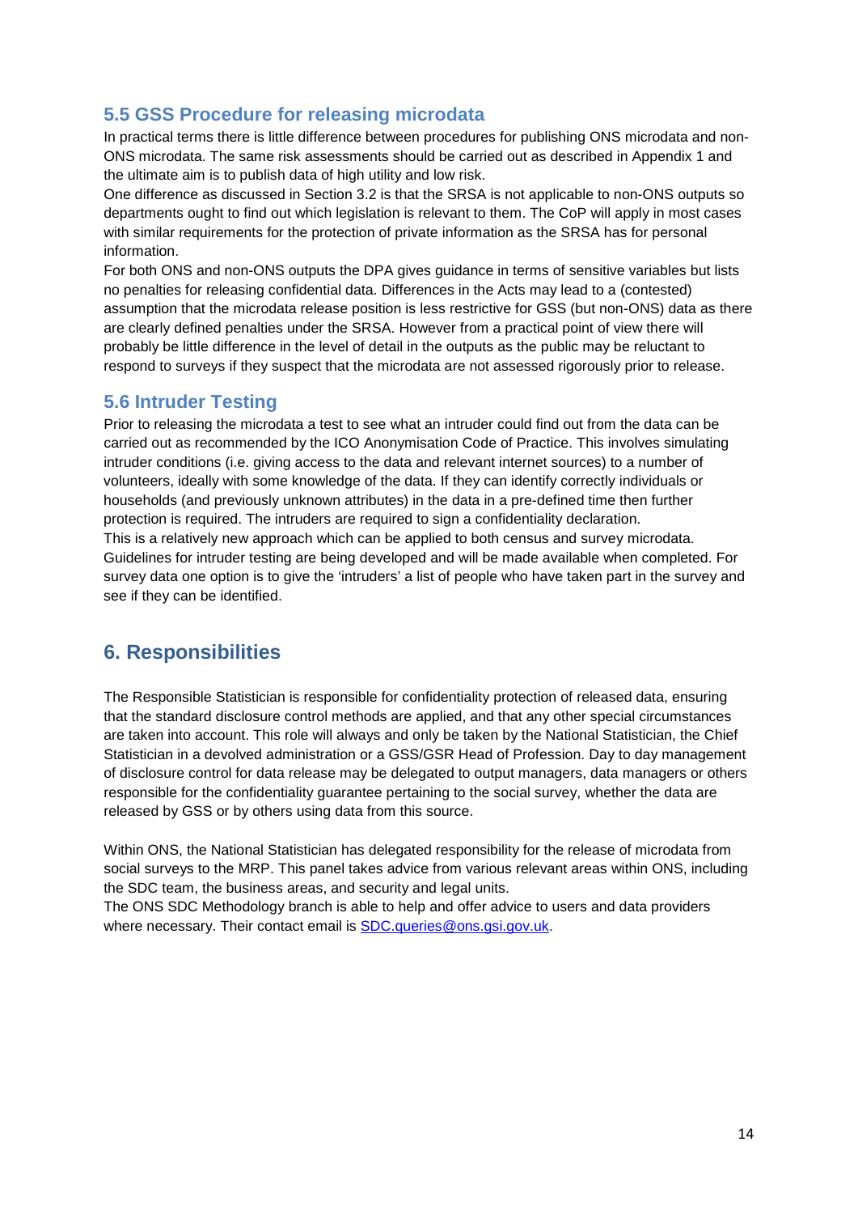## 5.5 GSS Procedure for releasing microdata

In practical terms there is little difference between procedures for publishing ONS microdata and non-ONS microdata. The same risk assessments should be carried out as described in Appendix 1 and the ultimate aim is to publish data of high utility and low risk.

One difference as discussed in Section 3.2 is that the SRSA is not applicable to non-ONS outputs so departments ought to find out which legislation is relevant to them. The CoP will apply in most cases with similar requirements for the protection of private information as the SRSA has for personal information.

For both ONS and non-ONS outputs the DPA gives guidance in terms of sensitive variables but lists no penalties for releasing confidential data. Differences in the Acts may lead to a (contested) assumption that the microdata release position is less restrictive for GSS (but non-ONS) data as there are clearly defined penalties under the SRSA. However from a practical point of view there will probably be little difference in the level of detail in the outputs as the public may be reluctant to respond to surveys if they suspect that the microdata are not assessed rigorously prior to release.

## 5.6 Intruder Testing

Prior to releasing the microdata a test to see what an intruder could find out from the data can be carried out as recommended by the ICO Anonymisation Code of Practice. This involves simulating intruder conditions (i.e. giving access to the data and relevant internet sources) to a number of volunteers, ideally with some knowledge of the data. If they can identify correctly individuals or households (and previously unknown attributes) in the data in a pre-defined time then further protection is required. The intruders are required to sign a confidentiality declaration.

This is a relatively new approach which can be applied to both census and survey microdata. Guidelines for intruder testing are being developed and will be made available when completed. For survey data one option is to give the 'intruders' a list of people who have taken part in the survey and see if they can be identified.

# 6. Responsibilities

The Responsible Statistician is responsible for confidentiality protection of released data, ensuring that the standard disclosure control methods are applied, and that any other special circumstances are taken into account. This role will always and only be taken by the National Statistician, the Chief Statistician in a devolved administration or a GSS/GSR Head of Profession. Day to day management of disclosure control for data release may be delegated to output managers, data managers or others responsible for the confidentiality guarantee pertaining to the social survey, whether the data are released by GSS or by others using data from this source.

Within ONS, the National Statistician has delegated responsibility for the release of microdata from social surveys to the MRP. This panel takes advice from various relevant areas within ONS, including the SDC team, the business areas, and security and legal units.

The ONS SDC Methodology branch is able to help and offer advice to users and data providers where necessary. Their contact email is SDC.queries@ons.gsi.gov.uk.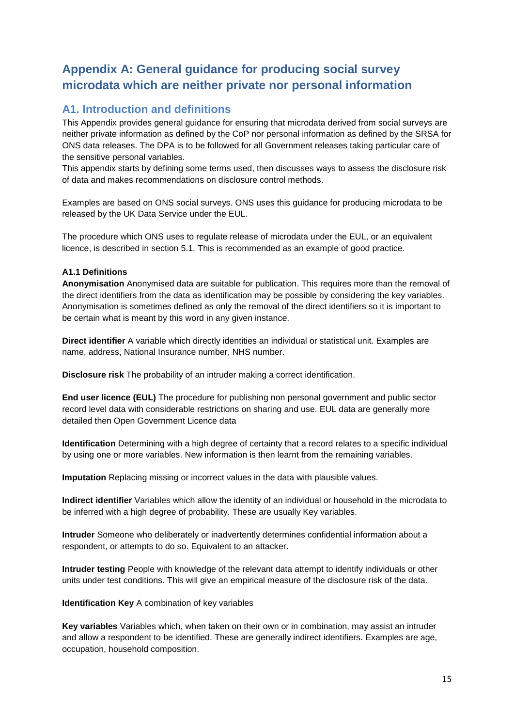# Appendix A: General guidance for producing social survey microdata which are neither private nor personal information

## A1. Introduction and definitions

This Appendix provides general guidance for ensuring that microdata derived from social surveys are neither private information as defined by the CoP nor personal information as defined by the SRSA for ONS data releases. The DPA is to be followed for all Government releases taking particular care of the sensitive personal variables.

This appendix starts by defining some terms used, then discusses ways to assess the disclosure risk of data and makes recommendations on disclosure control methods.

Examples are based on ONS social surveys. ONS uses this guidance for producing microdata to be released by the UK Data Service under the EUL.

The procedure which ONS uses to regulate release of microdata under the EUL, or an equivalent licence, is described in section 5.1. This is recommended as an example of good practice.

### A1.1 Definitions

**Anonymisation** Anonymised data are suitable for publication. This requires more than the removal of the direct identifiers from the data as identification may be possible by considering the key variables. Anonymisation is sometimes defined as only the removal of the direct identifiers so it is important to be certain what is meant by this word in any given instance.

**Direct identifier** A variable which directly identities an individual or statistical unit. Examples are name, address, National Insurance number, NHS number.

**Disclosure risk** The probability of an intruder making a correct identification.

**End user licence (EUL)** The procedure for publishing non personal government and public sector record level data with considerable restrictions on sharing and use. EUL data are generally more detailed then Open Government Licence data

**Identification** Determining with a high degree of certainty that a record relates to a specific individual by using one or more variables. New information is then learnt from the remaining variables.

**Imputation** Replacing missing or incorrect values in the data with plausible values.

**Indirect identifier** Variables which allow the identity of an individual or household in the microdata to be inferred with a high degree of probability. These are usually Key variables.

**Intruder** Someone who deliberately or inadvertently determines confidential information about a respondent, or attempts to do so. Equivalent to an attacker.

**Intruder testing** People with knowledge of the relevant data attempt to identify individuals or other units under test conditions. This will give an empirical measure of the disclosure risk of the data.

**Identification Key** A combination of key variables

**Key variables** Variables which, when taken on their own or in combination, may assist an intruder and allow a respondent to be identified. These are generally indirect identifiers. Examples are age, occupation, household composition.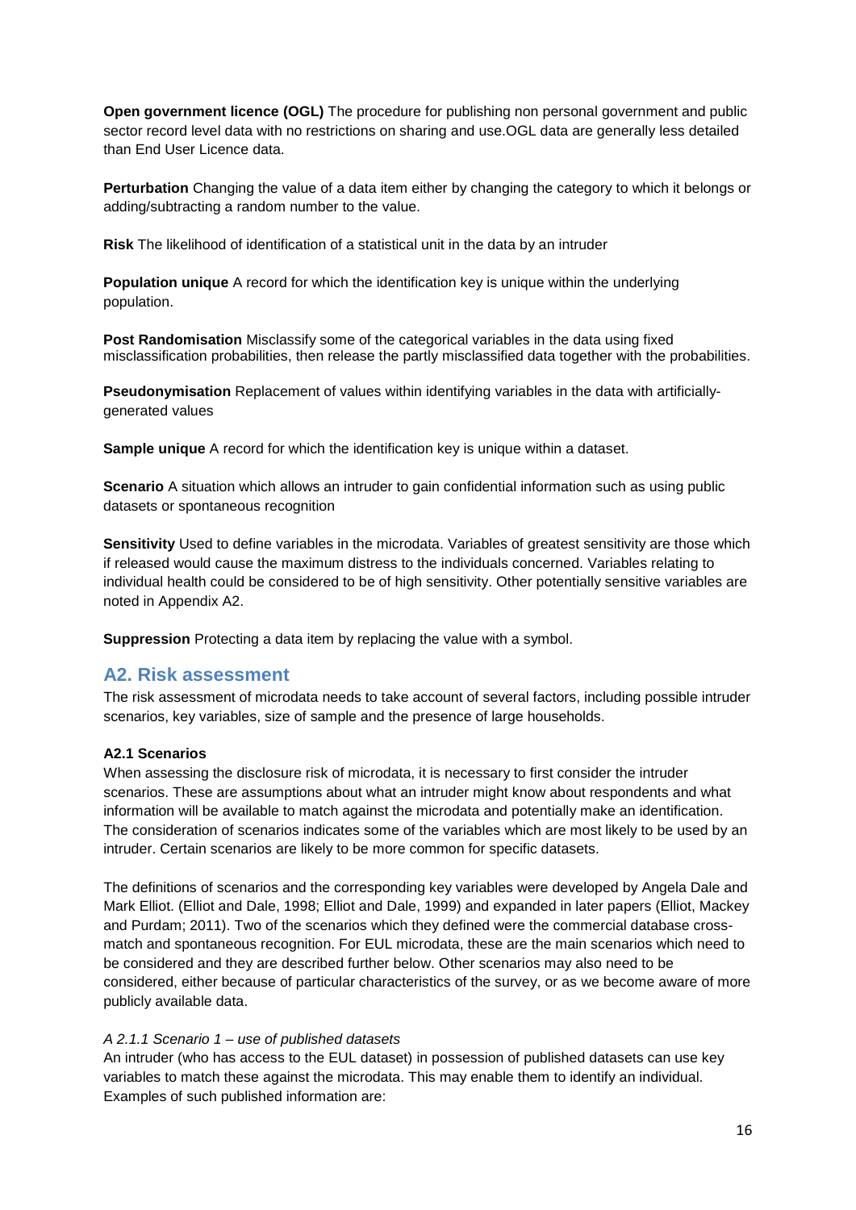**Open government licence (OGL)** The procedure for publishing non personal government and public sector record level data with no restrictions on sharing and use.OGL data are generally less detailed than End User Licence data.

**Perturbation** Changing the value of a data item either by changing the category to which it belongs or adding/subtracting a random number to the value.

**Risk** The likelihood of identification of a statistical unit in the data by an intruder

**Population unique** A record for which the identification key is unique within the underlying population.

**Post Randomisation** Misclassify some of the categorical variables in the data using fixed misclassification probabilities, then release the partly misclassified data together with the probabilities.

**Pseudonymisation** Replacement of values within identifying variables in the data with artificially-generated values

**Sample unique** A record for which the identification key is unique within a dataset.

**Scenario** A situation which allows an intruder to gain confidential information such as using public datasets or spontaneous recognition

**Sensitivity** Used to define variables in the microdata. Variables of greatest sensitivity are those which if released would cause the maximum distress to the individuals concerned. Variables relating to individual health could be considered to be of high sensitivity. Other potentially sensitive variables are noted in Appendix A2.

**Suppression** Protecting a data item by replacing the value with a symbol.

## A2. Risk assessment

The risk assessment of microdata needs to take account of several factors, including possible intruder scenarios, key variables, size of sample and the presence of large households.

### A2.1 Scenarios

When assessing the disclosure risk of microdata, it is necessary to first consider the intruder scenarios. These are assumptions about what an intruder might know about respondents and what information will be available to match against the microdata and potentially make an identification. The consideration of scenarios indicates some of the variables which are most likely to be used by an intruder. Certain scenarios are likely to be more common for specific datasets.

The definitions of scenarios and the corresponding key variables were developed by Angela Dale and Mark Elliot. (Elliot and Dale, 1998; Elliot and Dale, 1999) and expanded in later papers (Elliot, Mackey and Purdam; 2011). Two of the scenarios which they defined were the commercial database cross-match and spontaneous recognition. For EUL microdata, these are the main scenarios which need to be considered and they are described further below. Other scenarios may also need to be considered, either because of particular characteristics of the survey, or as we become aware of more publicly available data.

*A 2.1.1 Scenario 1 – use of published datasets*

An intruder (who has access to the EUL dataset) in possession of published datasets can use key variables to match these against the microdata. This may enable them to identify an individual. Examples of such published information are: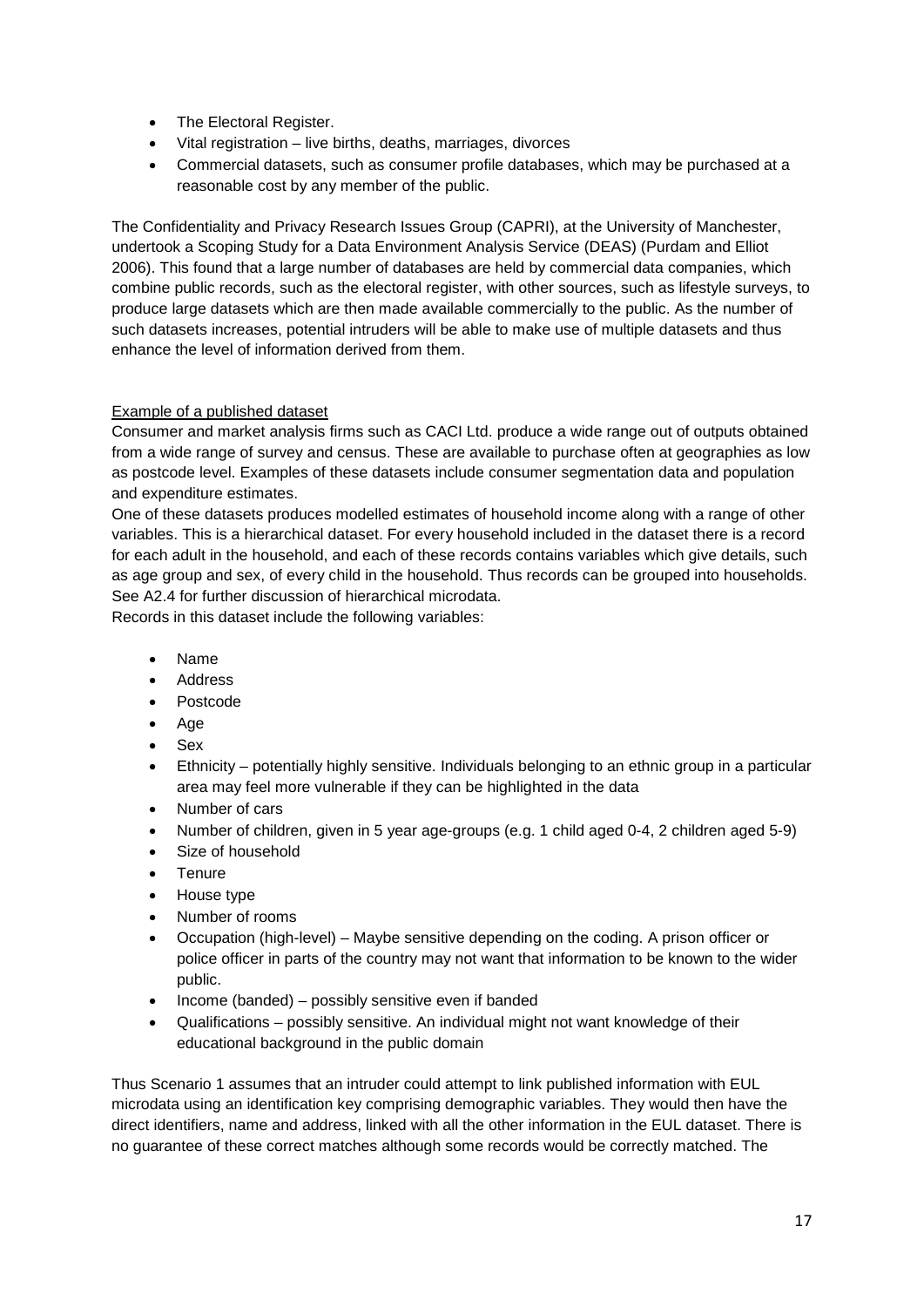- The Electoral Register.
- Vital registration – live births, deaths, marriages, divorces
- Commercial datasets, such as consumer profile databases, which may be purchased at a reasonable cost by any member of the public.

The Confidentiality and Privacy Research Issues Group (CAPRI), at the University of Manchester, undertook a Scoping Study for a Data Environment Analysis Service (DEAS) (Purdam and Elliot 2006). This found that a large number of databases are held by commercial data companies, which combine public records, such as the electoral register, with other sources, such as lifestyle surveys, to produce large datasets which are then made available commercially to the public. As the number of such datasets increases, potential intruders will be able to make use of multiple datasets and thus enhance the level of information derived from them.

<u>Example of a published dataset</u>

Consumer and market analysis firms such as CACI Ltd. produce a wide range out of outputs obtained from a wide range of survey and census. These are available to purchase often at geographies as low as postcode level. Examples of these datasets include consumer segmentation data and population and expenditure estimates.

One of these datasets produces modelled estimates of household income along with a range of other variables. This is a hierarchical dataset. For every household included in the dataset there is a record for each adult in the household, and each of these records contains variables which give details, such as age group and sex, of every child in the household. Thus records can be grouped into households. See A2.4 for further discussion of hierarchical microdata.

Records in this dataset include the following variables:

- Name
- Address
- Postcode
- Age
- Sex
- Ethnicity – potentially highly sensitive. Individuals belonging to an ethnic group in a particular area may feel more vulnerable if they can be highlighted in the data
- Number of cars
- Number of children, given in 5 year age-groups (e.g. 1 child aged 0-4, 2 children aged 5-9)
- Size of household
- Tenure
- House type
- Number of rooms
- Occupation (high-level) – Maybe sensitive depending on the coding. A prison officer or police officer in parts of the country may not want that information to be known to the wider public.
- Income (banded) – possibly sensitive even if banded
- Qualifications – possibly sensitive. An individual might not want knowledge of their educational background in the public domain

Thus Scenario 1 assumes that an intruder could attempt to link published information with EUL microdata using an identification key comprising demographic variables. They would then have the direct identifiers, name and address, linked with all the other information in the EUL dataset. There is no guarantee of these correct matches although some records would be correctly matched. The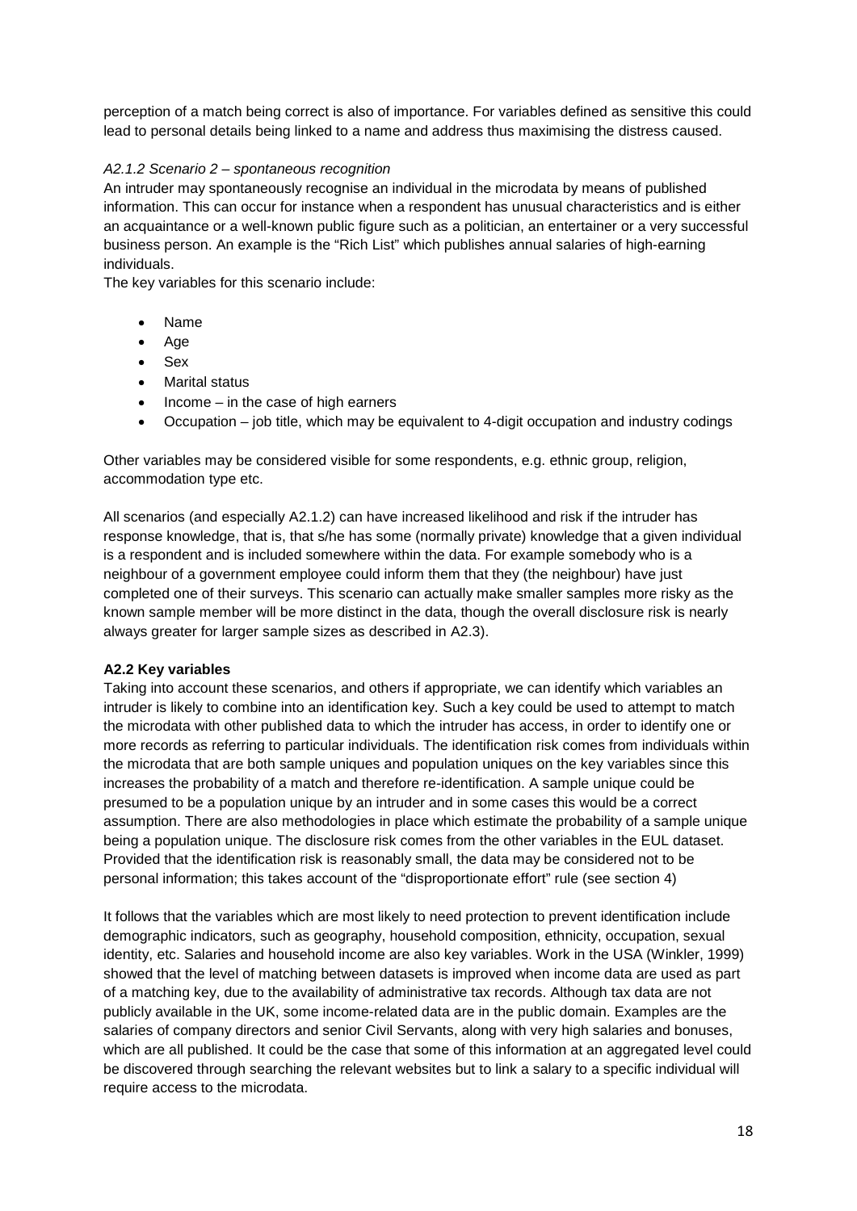perception of a match being correct is also of importance. For variables defined as sensitive this could lead to personal details being linked to a name and address thus maximising the distress caused.

#### *A2.1.2 Scenario 2 – spontaneous recognition*

An intruder may spontaneously recognise an individual in the microdata by means of published information. This can occur for instance when a respondent has unusual characteristics and is either an acquaintance or a well-known public figure such as a politician, an entertainer or a very successful business person. An example is the "Rich List" which publishes annual salaries of high-earning individuals.

The key variables for this scenario include:

- Name
- Age
- Sex
- Marital status
- Income – in the case of high earners
- Occupation – job title, which may be equivalent to 4-digit occupation and industry codings

Other variables may be considered visible for some respondents, e.g. ethnic group, religion, accommodation type etc.

All scenarios (and especially A2.1.2) can have increased likelihood and risk if the intruder has response knowledge, that is, that s/he has some (normally private) knowledge that a given individual is a respondent and is included somewhere within the data. For example somebody who is a neighbour of a government employee could inform them that they (the neighbour) have just completed one of their surveys. This scenario can actually make smaller samples more risky as the known sample member will be more distinct in the data, though the overall disclosure risk is nearly always greater for larger sample sizes as described in A2.3).

### A2.2 Key variables

Taking into account these scenarios, and others if appropriate, we can identify which variables an intruder is likely to combine into an identification key. Such a key could be used to attempt to match the microdata with other published data to which the intruder has access, in order to identify one or more records as referring to particular individuals. The identification risk comes from individuals within the microdata that are both sample uniques and population uniques on the key variables since this increases the probability of a match and therefore re-identification. A sample unique could be presumed to be a population unique by an intruder and in some cases this would be a correct assumption. There are also methodologies in place which estimate the probability of a sample unique being a population unique. The disclosure risk comes from the other variables in the EUL dataset. Provided that the identification risk is reasonably small, the data may be considered not to be personal information; this takes account of the "disproportionate effort" rule (see section 4)

It follows that the variables which are most likely to need protection to prevent identification include demographic indicators, such as geography, household composition, ethnicity, occupation, sexual identity, etc. Salaries and household income are also key variables. Work in the USA (Winkler, 1999) showed that the level of matching between datasets is improved when income data are used as part of a matching key, due to the availability of administrative tax records. Although tax data are not publicly available in the UK, some income-related data are in the public domain. Examples are the salaries of company directors and senior Civil Servants, along with very high salaries and bonuses, which are all published. It could be the case that some of this information at an aggregated level could be discovered through searching the relevant websites but to link a salary to a specific individual will require access to the microdata.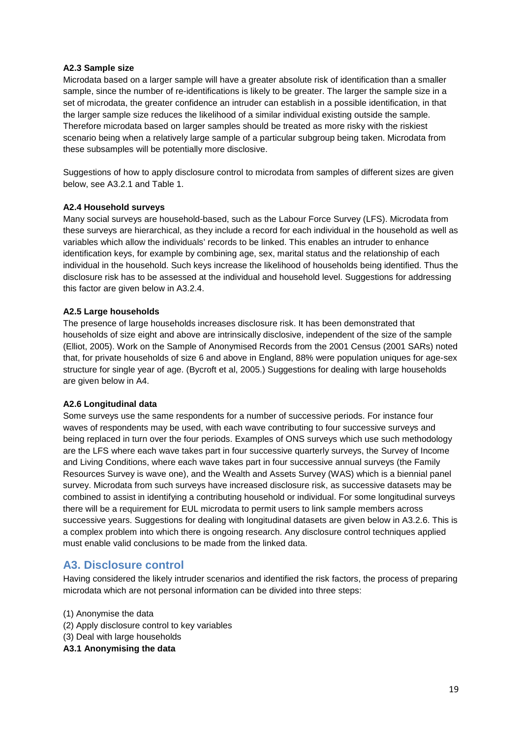#### A2.3 Sample size

Microdata based on a larger sample will have a greater absolute risk of identification than a smaller sample, since the number of re-identifications is likely to be greater. The larger the sample size in a set of microdata, the greater confidence an intruder can establish in a possible identification, in that the larger sample size reduces the likelihood of a similar individual existing outside the sample. Therefore microdata based on larger samples should be treated as more risky with the riskiest scenario being when a relatively large sample of a particular subgroup being taken. Microdata from these subsamples will be potentially more disclosive.

Suggestions of how to apply disclosure control to microdata from samples of different sizes are given below, see A3.2.1 and Table 1.

#### A2.4 Household surveys

Many social surveys are household-based, such as the Labour Force Survey (LFS). Microdata from these surveys are hierarchical, as they include a record for each individual in the household as well as variables which allow the individuals' records to be linked. This enables an intruder to enhance identification keys, for example by combining age, sex, marital status and the relationship of each individual in the household. Such keys increase the likelihood of households being identified. Thus the disclosure risk has to be assessed at the individual and household level. Suggestions for addressing this factor are given below in A3.2.4.

#### A2.5 Large households

The presence of large households increases disclosure risk. It has been demonstrated that households of size eight and above are intrinsically disclosive, independent of the size of the sample (Elliot, 2005). Work on the Sample of Anonymised Records from the 2001 Census (2001 SARs) noted that, for private households of size 6 and above in England, 88% were population uniques for age-sex structure for single year of age. (Bycroft et al, 2005.) Suggestions for dealing with large households are given below in A4.

#### A2.6 Longitudinal data

Some surveys use the same respondents for a number of successive periods. For instance four waves of respondents may be used, with each wave contributing to four successive surveys and being replaced in turn over the four periods. Examples of ONS surveys which use such methodology are the LFS where each wave takes part in four successive quarterly surveys, the Survey of Income and Living Conditions, where each wave takes part in four successive annual surveys (the Family Resources Survey is wave one), and the Wealth and Assets Survey (WAS) which is a biennial panel survey. Microdata from such surveys have increased disclosure risk, as successive datasets may be combined to assist in identifying a contributing household or individual. For some longitudinal surveys there will be a requirement for EUL microdata to permit users to link sample members across successive years. Suggestions for dealing with longitudinal datasets are given below in A3.2.6. This is a complex problem into which there is ongoing research. Any disclosure control techniques applied must enable valid conclusions to be made from the linked data.

## A3. Disclosure control

Having considered the likely intruder scenarios and identified the risk factors, the process of preparing microdata which are not personal information can be divided into three steps:

(1) Anonymise the data
(2) Apply disclosure control to key variables
(3) Deal with large households

#### A3.1 Anonymising the data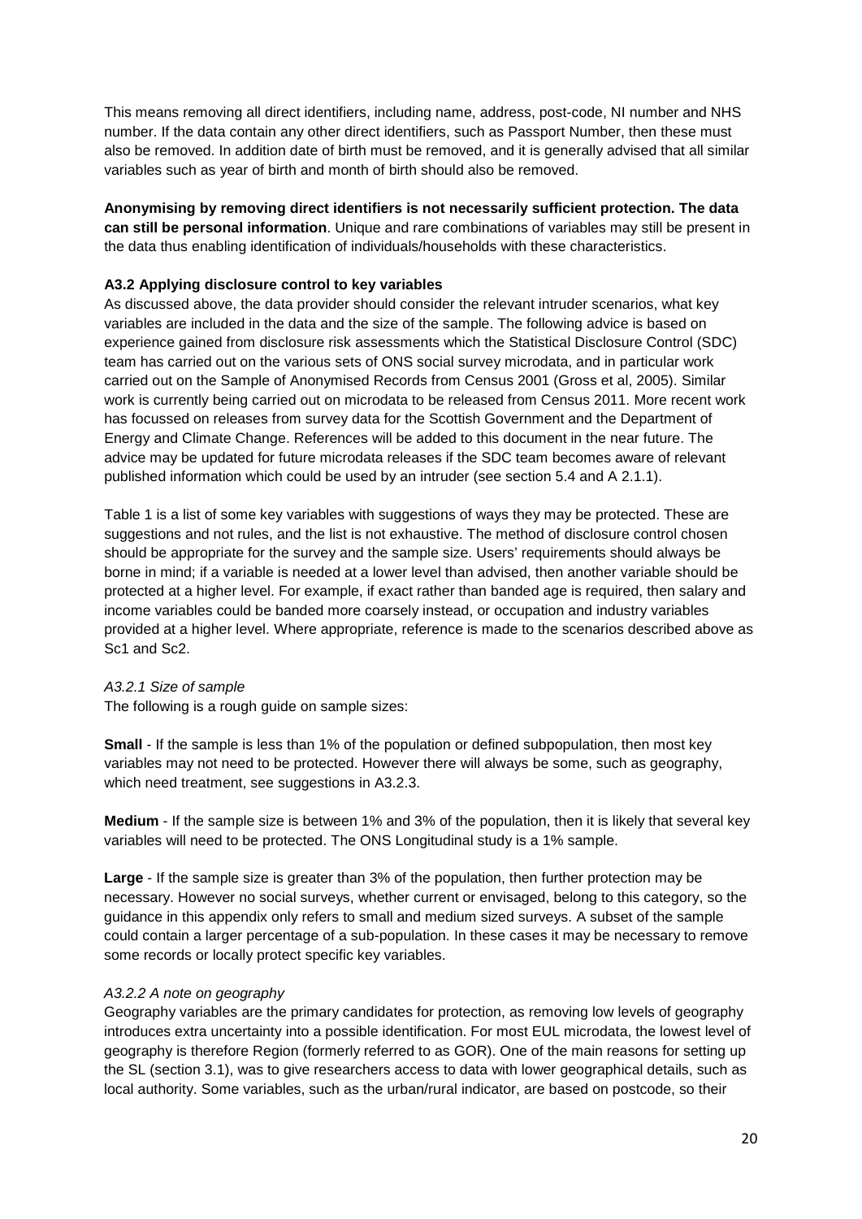This means removing all direct identifiers, including name, address, post-code, NI number and NHS number. If the data contain any other direct identifiers, such as Passport Number, then these must also be removed. In addition date of birth must be removed, and it is generally advised that all similar variables such as year of birth and month of birth should also be removed.

**Anonymising by removing direct identifiers is not necessarily sufficient protection. The data can still be personal information**. Unique and rare combinations of variables may still be present in the data thus enabling identification of individuals/households with these characteristics.

### A3.2 Applying disclosure control to key variables

As discussed above, the data provider should consider the relevant intruder scenarios, what key variables are included in the data and the size of the sample. The following advice is based on experience gained from disclosure risk assessments which the Statistical Disclosure Control (SDC) team has carried out on the various sets of ONS social survey microdata, and in particular work carried out on the Sample of Anonymised Records from Census 2001 (Gross et al, 2005). Similar work is currently being carried out on microdata to be released from Census 2011. More recent work has focussed on releases from survey data for the Scottish Government and the Department of Energy and Climate Change. References will be added to this document in the near future. The advice may be updated for future microdata releases if the SDC team becomes aware of relevant published information which could be used by an intruder (see section 5.4 and A 2.1.1).

Table 1 is a list of some key variables with suggestions of ways they may be protected. These are suggestions and not rules, and the list is not exhaustive. The method of disclosure control chosen should be appropriate for the survey and the sample size. Users' requirements should always be borne in mind; if a variable is needed at a lower level than advised, then another variable should be protected at a higher level. For example, if exact rather than banded age is required, then salary and income variables could be banded more coarsely instead, or occupation and industry variables provided at a higher level. Where appropriate, reference is made to the scenarios described above as Sc1 and Sc2.

#### *A3.2.1 Size of sample*

The following is a rough guide on sample sizes:

**Small** - If the sample is less than 1% of the population or defined subpopulation, then most key variables may not need to be protected. However there will always be some, such as geography, which need treatment, see suggestions in A3.2.3.

**Medium** - If the sample size is between 1% and 3% of the population, then it is likely that several key variables will need to be protected. The ONS Longitudinal study is a 1% sample.

**Large** - If the sample size is greater than 3% of the population, then further protection may be necessary. However no social surveys, whether current or envisaged, belong to this category, so the guidance in this appendix only refers to small and medium sized surveys. A subset of the sample could contain a larger percentage of a sub-population. In these cases it may be necessary to remove some records or locally protect specific key variables.

#### *A3.2.2 A note on geography*

Geography variables are the primary candidates for protection, as removing low levels of geography introduces extra uncertainty into a possible identification. For most EUL microdata, the lowest level of geography is therefore Region (formerly referred to as GOR). One of the main reasons for setting up the SL (section 3.1), was to give researchers access to data with lower geographical details, such as local authority. Some variables, such as the urban/rural indicator, are based on postcode, so their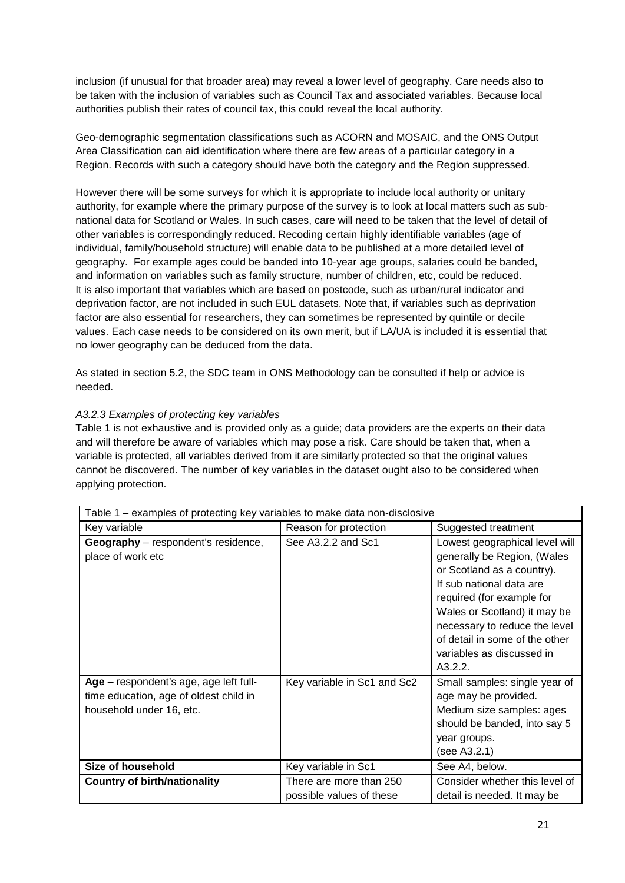inclusion (if unusual for that broader area) may reveal a lower level of geography. Care needs also to be taken with the inclusion of variables such as Council Tax and associated variables. Because local authorities publish their rates of council tax, this could reveal the local authority.

Geo-demographic segmentation classifications such as ACORN and MOSAIC, and the ONS Output Area Classification can aid identification where there are few areas of a particular category in a Region. Records with such a category should have both the category and the Region suppressed.

However there will be some surveys for which it is appropriate to include local authority or unitary authority, for example where the primary purpose of the survey is to look at local matters such as sub-national data for Scotland or Wales. In such cases, care will need to be taken that the level of detail of other variables is correspondingly reduced. Recoding certain highly identifiable variables (age of individual, family/household structure) will enable data to be published at a more detailed level of geography. For example ages could be banded into 10-year age groups, salaries could be banded, and information on variables such as family structure, number of children, etc, could be reduced. It is also important that variables which are based on postcode, such as urban/rural indicator and deprivation factor, are not included in such EUL datasets. Note that, if variables such as deprivation factor are also essential for researchers, they can sometimes be represented by quintile or decile values. Each case needs to be considered on its own merit, but if LA/UA is included it is essential that no lower geography can be deduced from the data.

As stated in section 5.2, the SDC team in ONS Methodology can be consulted if help or advice is needed.

*A3.2.3 Examples of protecting key variables*

Table 1 is not exhaustive and is provided only as a guide; data providers are the experts on their data and will therefore be aware of variables which may pose a risk. Care should be taken that, when a variable is protected, all variables derived from it are similarly protected so that the original values cannot be discovered. The number of key variables in the dataset ought also to be considered when applying protection.

| Table 1 – examples of protecting key variables to make data non-disclosive | | |
|---|---|---|
| Key variable | Reason for protection | Suggested treatment |
| **Geography** – respondent's residence, place of work etc | See A3.2.2 and Sc1 | Lowest geographical level will generally be Region, (Wales or Scotland as a country). If sub national data are required (for example for Wales or Scotland) it may be necessary to reduce the level of detail in some of the other variables as discussed in A3.2.2. |
| **Age** – respondent's age, age left full-time education, age of oldest child in household under 16, etc. | Key variable in Sc1 and Sc2 | Small samples: single year of age may be provided. Medium size samples: ages should be banded, into say 5 year groups. (see A3.2.1) |
| **Size of household** | Key variable in Sc1 | See A4, below. |
| **Country of birth/nationality** | There are more than 250 possible values of these | Consider whether this level of detail is needed. It may be |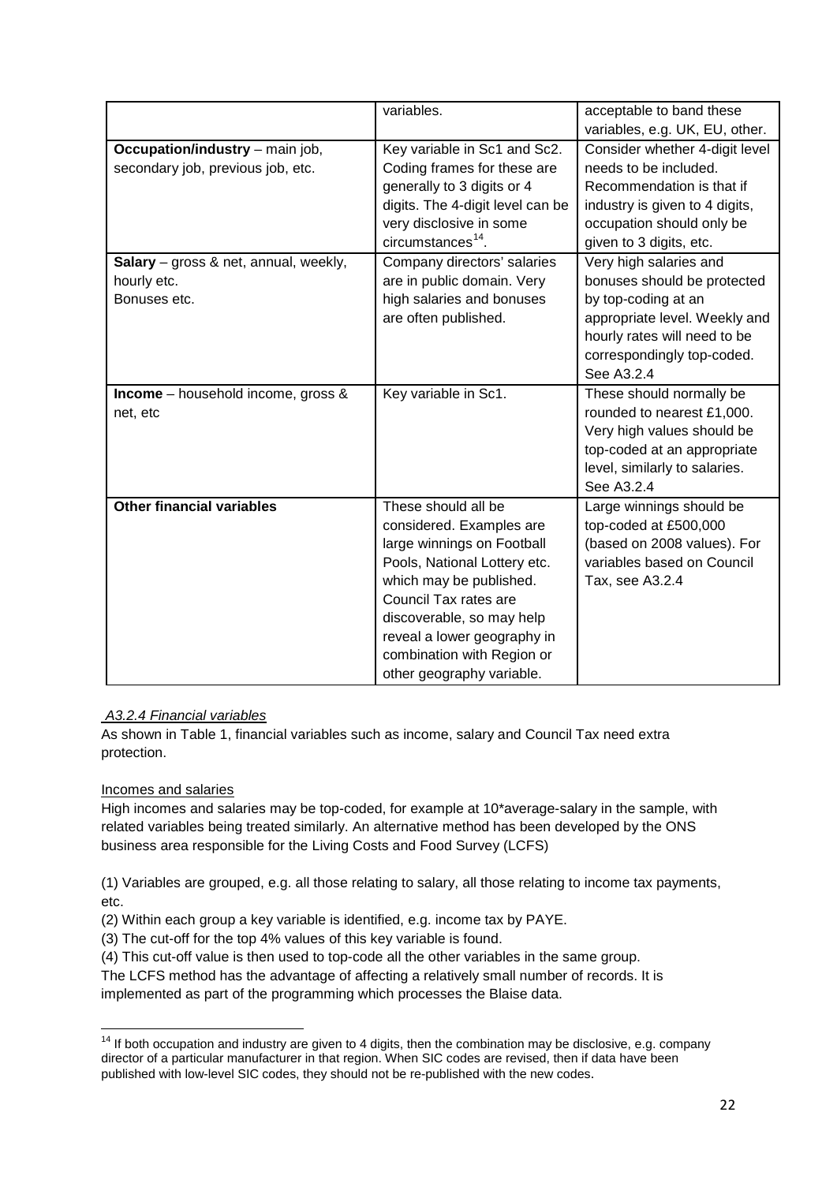|  | variables. | acceptable to band these variables, e.g. UK, EU, other. |
| --- | --- | --- |
| **Occupation/industry** – main job, secondary job, previous job, etc. | Key variable in Sc1 and Sc2. Coding frames for these are generally to 3 digits or 4 digits. The 4-digit level can be very disclosive in some circumstances[14]. | Consider whether 4-digit level needs to be included. Recommendation is that if industry is given to 4 digits, occupation should only be given to 3 digits, etc. |
| **Salary** – gross & net, annual, weekly, hourly etc. Bonuses etc. | Company directors' salaries are in public domain. Very high salaries and bonuses are often published. | Very high salaries and bonuses should be protected by top-coding at an appropriate level. Weekly and hourly rates will need to be correspondingly top-coded. See A3.2.4 |
| **Income** – household income, gross & net, etc | Key variable in Sc1. | These should normally be rounded to nearest £1,000. Very high values should be top-coded at an appropriate level, similarly to salaries. See A3.2.4 |
| **Other financial variables** | These should all be considered. Examples are large winnings on Football Pools, National Lottery etc. which may be published. Council Tax rates are discoverable, so may help reveal a lower geography in combination with Region or other geography variable. | Large winnings should be top-coded at £500,000 (based on 2008 values). For variables based on Council Tax, see A3.2.4 |

*A3.2.4 Financial variables*

As shown in Table 1, financial variables such as income, salary and Council Tax need extra protection.

Incomes and salaries

High incomes and salaries may be top-coded, for example at 10*average-salary in the sample, with related variables being treated similarly. An alternative method has been developed by the ONS business area responsible for the Living Costs and Food Survey (LCFS)

(1) Variables are grouped, e.g. all those relating to salary, all those relating to income tax payments, etc.

(2) Within each group a key variable is identified, e.g. income tax by PAYE.

(3) The cut-off for the top 4% values of this key variable is found.

(4) This cut-off value is then used to top-code all the other variables in the same group.

The LCFS method has the advantage of affecting a relatively small number of records. It is implemented as part of the programming which processes the Blaise data.

[14] If both occupation and industry are given to 4 digits, then the combination may be disclosive, e.g. company director of a particular manufacturer in that region. When SIC codes are revised, then if data have been published with low-level SIC codes, they should not be re-published with the new codes.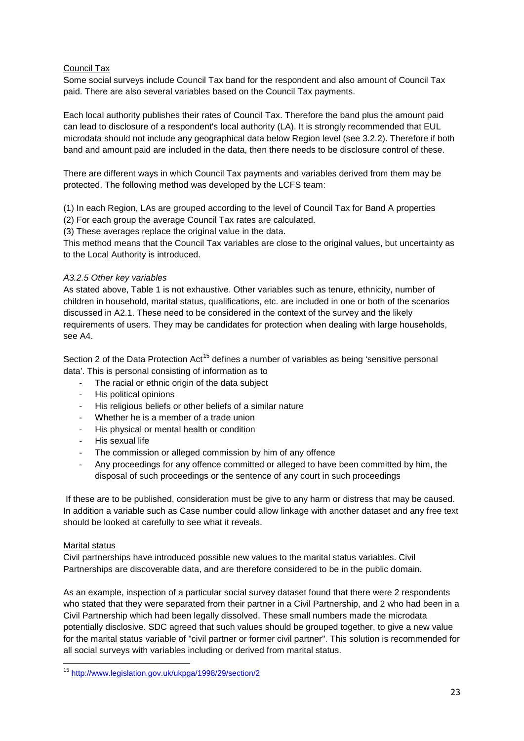Council Tax

Some social surveys include Council Tax band for the respondent and also amount of Council Tax paid. There are also several variables based on the Council Tax payments.

Each local authority publishes their rates of Council Tax. Therefore the band plus the amount paid can lead to disclosure of a respondent's local authority (LA). It is strongly recommended that EUL microdata should not include any geographical data below Region level (see 3.2.2). Therefore if both band and amount paid are included in the data, then there needs to be disclosure control of these.

There are different ways in which Council Tax payments and variables derived from them may be protected. The following method was developed by the LCFS team:

(1) In each Region, LAs are grouped according to the level of Council Tax for Band A properties
(2) For each group the average Council Tax rates are calculated.
(3) These averages replace the original value in the data.
This method means that the Council Tax variables are close to the original values, but uncertainty as to the Local Authority is introduced.

*A3.2.5 Other key variables*

As stated above, Table 1 is not exhaustive. Other variables such as tenure, ethnicity, number of children in household, marital status, qualifications, etc. are included in one or both of the scenarios discussed in A2.1. These need to be considered in the context of the survey and the likely requirements of users. They may be candidates for protection when dealing with large households, see A4.

Section 2 of the Data Protection Act[15] defines a number of variables as being 'sensitive personal data'. This is personal consisting of information as to

- The racial or ethnic origin of the data subject
- His political opinions
- His religious beliefs or other beliefs of a similar nature
- Whether he is a member of a trade union
- His physical or mental health or condition
- His sexual life
- The commission or alleged commission by him of any offence
- Any proceedings for any offence committed or alleged to have been committed by him, the disposal of such proceedings or the sentence of any court in such proceedings

If these are to be published, consideration must be give to any harm or distress that may be caused. In addition a variable such as Case number could allow linkage with another dataset and any free text should be looked at carefully to see what it reveals.

Marital status

Civil partnerships have introduced possible new values to the marital status variables. Civil Partnerships are discoverable data, and are therefore considered to be in the public domain.

As an example, inspection of a particular social survey dataset found that there were 2 respondents who stated that they were separated from their partner in a Civil Partnership, and 2 who had been in a Civil Partnership which had been legally dissolved. These small numbers made the microdata potentially disclosive. SDC agreed that such values should be grouped together, to give a new value for the marital status variable of "civil partner or former civil partner". This solution is recommended for all social surveys with variables including or derived from marital status.

---

[15] http://www.legislation.gov.uk/ukpga/1998/29/section/2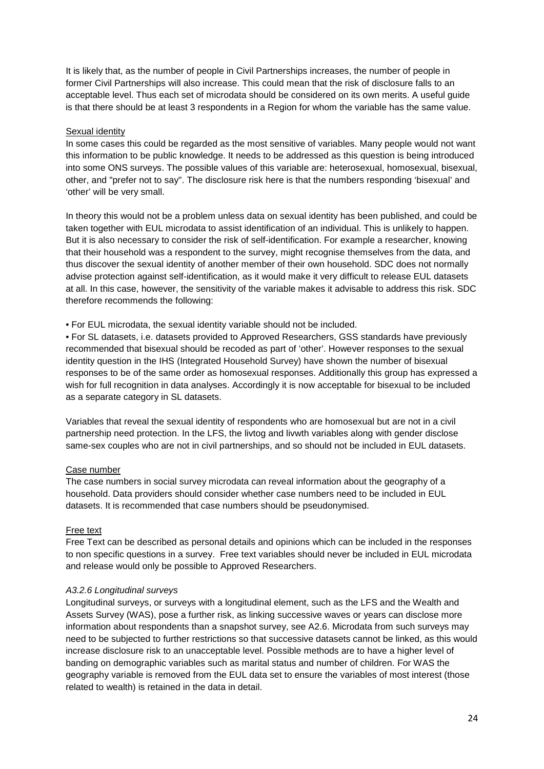It is likely that, as the number of people in Civil Partnerships increases, the number of people in former Civil Partnerships will also increase. This could mean that the risk of disclosure falls to an acceptable level. Thus each set of microdata should be considered on its own merits. A useful guide is that there should be at least 3 respondents in a Region for whom the variable has the same value.

<u>Sexual identity</u>

In some cases this could be regarded as the most sensitive of variables. Many people would not want this information to be public knowledge. It needs to be addressed as this question is being introduced into some ONS surveys. The possible values of this variable are: heterosexual, homosexual, bisexual, other, and "prefer not to say". The disclosure risk here is that the numbers responding 'bisexual' and 'other' will be very small.

In theory this would not be a problem unless data on sexual identity has been published, and could be taken together with EUL microdata to assist identification of an individual. This is unlikely to happen. But it is also necessary to consider the risk of self-identification. For example a researcher, knowing that their household was a respondent to the survey, might recognise themselves from the data, and thus discover the sexual identity of another member of their own household. SDC does not normally advise protection against self-identification, as it would make it very difficult to release EUL datasets at all. In this case, however, the sensitivity of the variable makes it advisable to address this risk. SDC therefore recommends the following:

- For EUL microdata, the sexual identity variable should not be included.
- For SL datasets, i.e. datasets provided to Approved Researchers, GSS standards have previously recommended that bisexual should be recoded as part of 'other'. However responses to the sexual identity question in the IHS (Integrated Household Survey) have shown the number of bisexual responses to be of the same order as homosexual responses. Additionally this group has expressed a wish for full recognition in data analyses. Accordingly it is now acceptable for bisexual to be included as a separate category in SL datasets.

Variables that reveal the sexual identity of respondents who are homosexual but are not in a civil partnership need protection. In the LFS, the livtog and livwth variables along with gender disclose same-sex couples who are not in civil partnerships, and so should not be included in EUL datasets.

<u>Case number</u>

The case numbers in social survey microdata can reveal information about the geography of a household. Data providers should consider whether case numbers need to be included in EUL datasets. It is recommended that case numbers should be pseudonymised.

<u>Free text</u>

Free Text can be described as personal details and opinions which can be included in the responses to non specific questions in a survey. Free text variables should never be included in EUL microdata and release would only be possible to Approved Researchers.

*A3.2.6 Longitudinal surveys*

Longitudinal surveys, or surveys with a longitudinal element, such as the LFS and the Wealth and Assets Survey (WAS), pose a further risk, as linking successive waves or years can disclose more information about respondents than a snapshot survey, see A2.6. Microdata from such surveys may need to be subjected to further restrictions so that successive datasets cannot be linked, as this would increase disclosure risk to an unacceptable level. Possible methods are to have a higher level of banding on demographic variables such as marital status and number of children. For WAS the geography variable is removed from the EUL data set to ensure the variables of most interest (those related to wealth) is retained in the data in detail.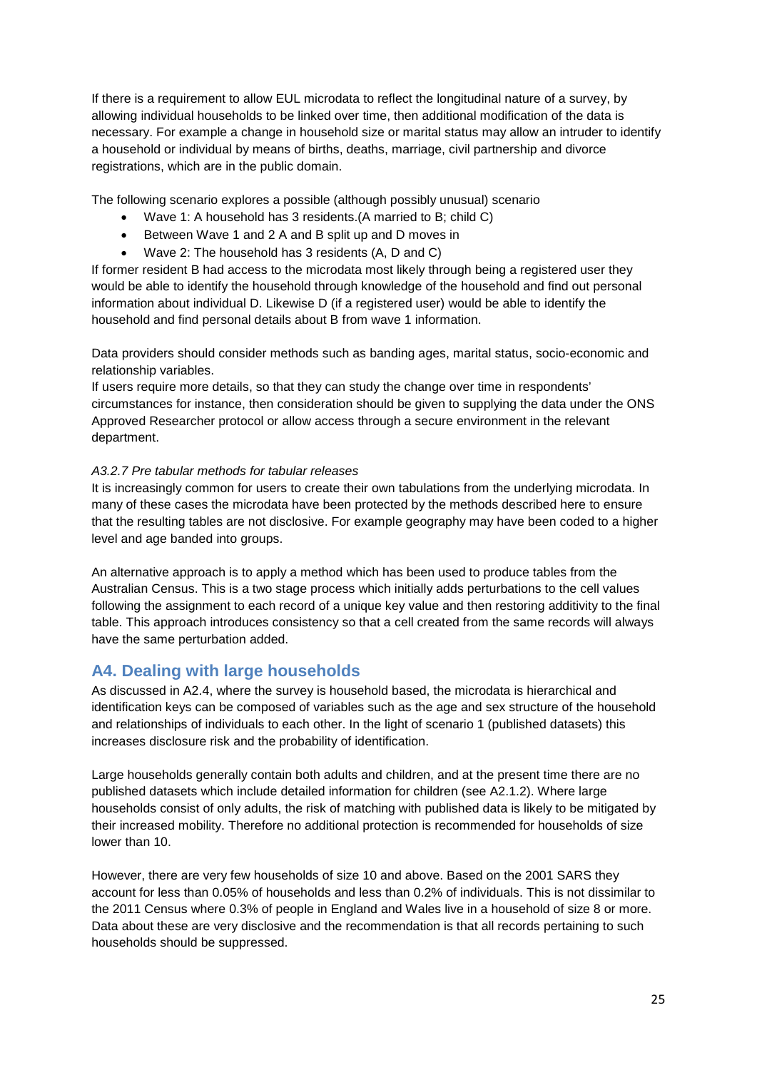If there is a requirement to allow EUL microdata to reflect the longitudinal nature of a survey, by allowing individual households to be linked over time, then additional modification of the data is necessary. For example a change in household size or marital status may allow an intruder to identify a household or individual by means of births, deaths, marriage, civil partnership and divorce registrations, which are in the public domain.

The following scenario explores a possible (although possibly unusual) scenario

- Wave 1: A household has 3 residents.(A married to B; child C)
- Between Wave 1 and 2 A and B split up and D moves in
- Wave 2: The household has 3 residents (A, D and C)

If former resident B had access to the microdata most likely through being a registered user they would be able to identify the household through knowledge of the household and find out personal information about individual D. Likewise D (if a registered user) would be able to identify the household and find personal details about B from wave 1 information.

Data providers should consider methods such as banding ages, marital status, socio-economic and relationship variables.

If users require more details, so that they can study the change over time in respondents' circumstances for instance, then consideration should be given to supplying the data under the ONS Approved Researcher protocol or allow access through a secure environment in the relevant department.

*A3.2.7 Pre tabular methods for tabular releases*

It is increasingly common for users to create their own tabulations from the underlying microdata. In many of these cases the microdata have been protected by the methods described here to ensure that the resulting tables are not disclosive. For example geography may have been coded to a higher level and age banded into groups.

An alternative approach is to apply a method which has been used to produce tables from the Australian Census. This is a two stage process which initially adds perturbations to the cell values following the assignment to each record of a unique key value and then restoring additivity to the final table. This approach introduces consistency so that a cell created from the same records will always have the same perturbation added.

## A4. Dealing with large households

As discussed in A2.4, where the survey is household based, the microdata is hierarchical and identification keys can be composed of variables such as the age and sex structure of the household and relationships of individuals to each other. In the light of scenario 1 (published datasets) this increases disclosure risk and the probability of identification.

Large households generally contain both adults and children, and at the present time there are no published datasets which include detailed information for children (see A2.1.2). Where large households consist of only adults, the risk of matching with published data is likely to be mitigated by their increased mobility. Therefore no additional protection is recommended for households of size lower than 10.

However, there are very few households of size 10 and above. Based on the 2001 SARS they account for less than 0.05% of households and less than 0.2% of individuals. This is not dissimilar to the 2011 Census where 0.3% of people in England and Wales live in a household of size 8 or more. Data about these are very disclosive and the recommendation is that all records pertaining to such households should be suppressed.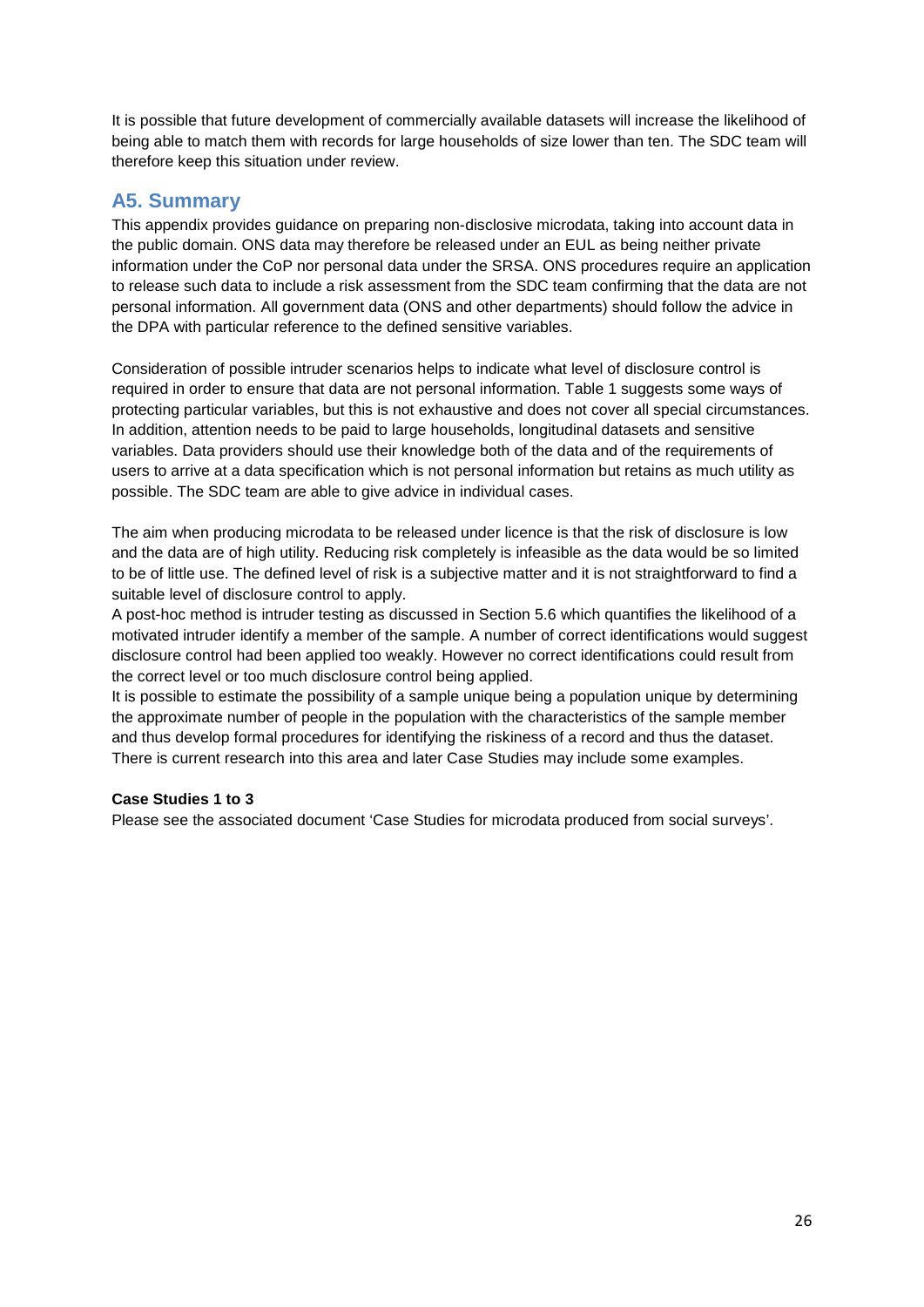It is possible that future development of commercially available datasets will increase the likelihood of being able to match them with records for large households of size lower than ten. The SDC team will therefore keep this situation under review.

## A5. Summary

This appendix provides guidance on preparing non-disclosive microdata, taking into account data in the public domain. ONS data may therefore be released under an EUL as being neither private information under the CoP nor personal data under the SRSA. ONS procedures require an application to release such data to include a risk assessment from the SDC team confirming that the data are not personal information. All government data (ONS and other departments) should follow the advice in the DPA with particular reference to the defined sensitive variables.

Consideration of possible intruder scenarios helps to indicate what level of disclosure control is required in order to ensure that data are not personal information. Table 1 suggests some ways of protecting particular variables, but this is not exhaustive and does not cover all special circumstances. In addition, attention needs to be paid to large households, longitudinal datasets and sensitive variables. Data providers should use their knowledge both of the data and of the requirements of users to arrive at a data specification which is not personal information but retains as much utility as possible. The SDC team are able to give advice in individual cases.

The aim when producing microdata to be released under licence is that the risk of disclosure is low and the data are of high utility. Reducing risk completely is infeasible as the data would be so limited to be of little use. The defined level of risk is a subjective matter and it is not straightforward to find a suitable level of disclosure control to apply.
A post-hoc method is intruder testing as discussed in Section 5.6 which quantifies the likelihood of a motivated intruder identify a member of the sample. A number of correct identifications would suggest disclosure control had been applied too weakly. However no correct identifications could result from the correct level or too much disclosure control being applied.
It is possible to estimate the possibility of a sample unique being a population unique by determining the approximate number of people in the population with the characteristics of the sample member and thus develop formal procedures for identifying the riskiness of a record and thus the dataset. There is current research into this area and later Case Studies may include some examples.

**Case Studies 1 to 3**
Please see the associated document 'Case Studies for microdata produced from social surveys'.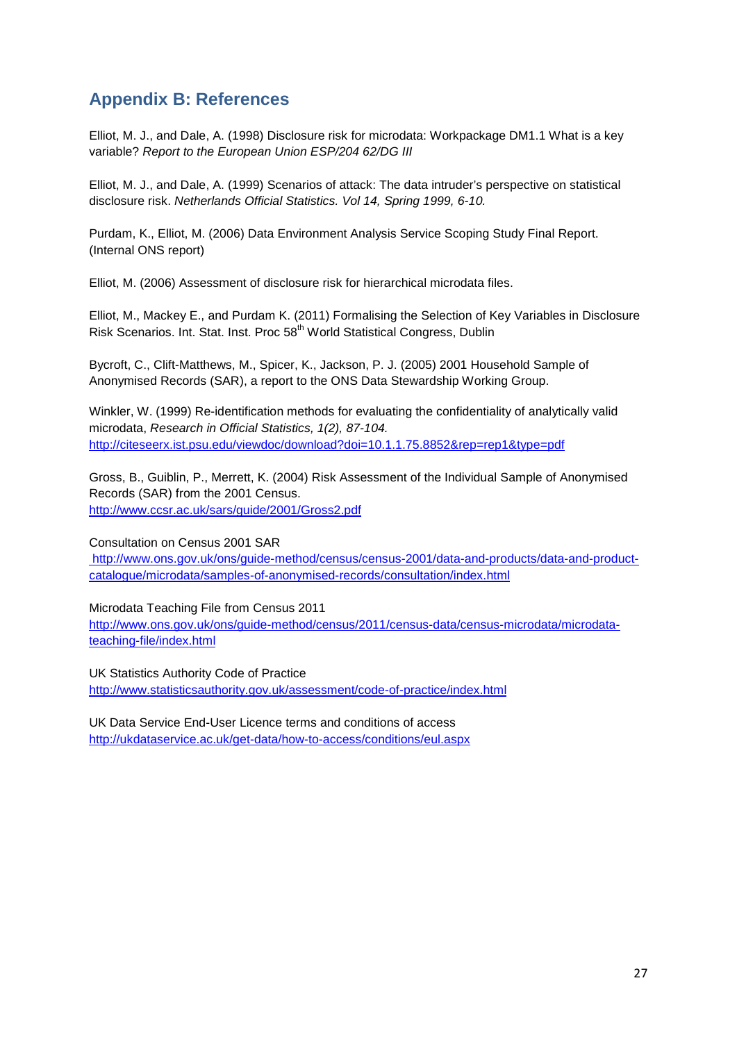## Appendix B: References

Elliot, M. J., and Dale, A. (1998) Disclosure risk for microdata: Workpackage DM1.1 What is a key variable? *Report to the European Union ESP/204 62/DG III*

Elliot, M. J., and Dale, A. (1999) Scenarios of attack: The data intruder's perspective on statistical disclosure risk. *Netherlands Official Statistics. Vol 14, Spring 1999, 6-10.*

Purdam, K., Elliot, M. (2006) Data Environment Analysis Service Scoping Study Final Report. (Internal ONS report)

Elliot, M. (2006) Assessment of disclosure risk for hierarchical microdata files.

Elliot, M., Mackey E., and Purdam K. (2011) Formalising the Selection of Key Variables in Disclosure Risk Scenarios. Int. Stat. Inst. Proc 58th World Statistical Congress, Dublin

Bycroft, C., Clift-Matthews, M., Spicer, K., Jackson, P. J. (2005) 2001 Household Sample of Anonymised Records (SAR), a report to the ONS Data Stewardship Working Group.

Winkler, W. (1999) Re-identification methods for evaluating the confidentiality of analytically valid microdata, *Research in Official Statistics, 1(2), 87-104.*
http://citeseerx.ist.psu.edu/viewdoc/download?doi=10.1.1.75.8852&rep=rep1&type=pdf

Gross, B., Guiblin, P., Merrett, K. (2004) Risk Assessment of the Individual Sample of Anonymised Records (SAR) from the 2001 Census.
http://www.ccsr.ac.uk/sars/guide/2001/Gross2.pdf

Consultation on Census 2001 SAR
http://www.ons.gov.uk/ons/guide-method/census/census-2001/data-and-products/data-and-product-catalogue/microdata/samples-of-anonymised-records/consultation/index.html

Microdata Teaching File from Census 2011
http://www.ons.gov.uk/ons/guide-method/census/2011/census-data/census-microdata/microdata-teaching-file/index.html

UK Statistics Authority Code of Practice
http://www.statisticsauthority.gov.uk/assessment/code-of-practice/index.html

UK Data Service End-User Licence terms and conditions of access
http://ukdataservice.ac.uk/get-data/how-to-access/conditions/eul.aspx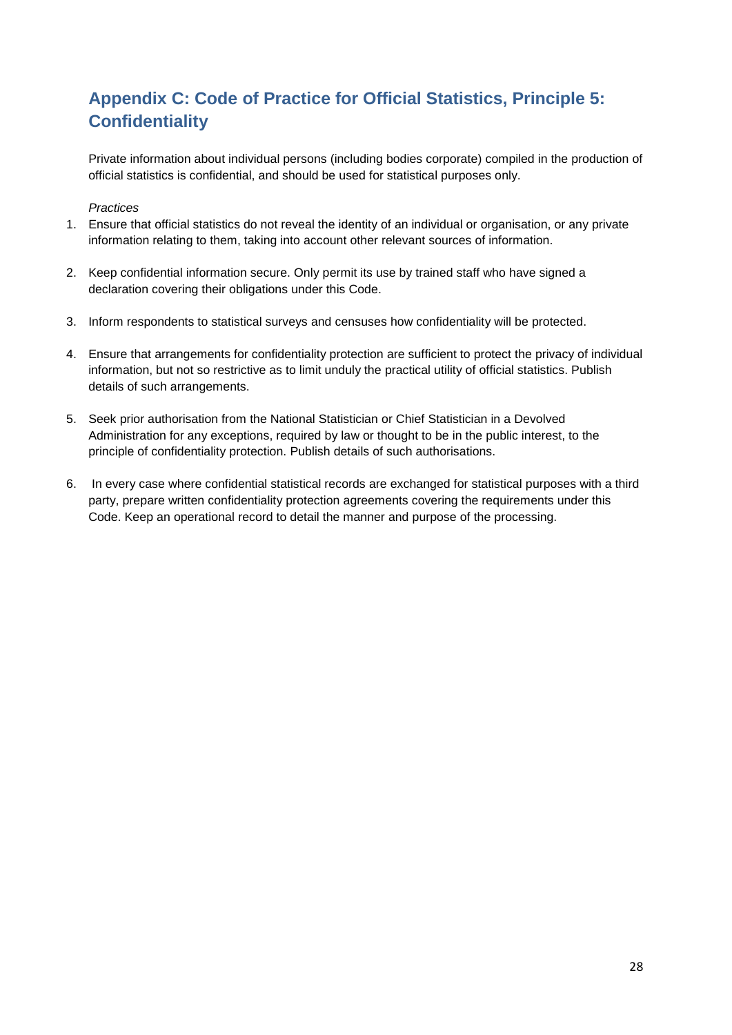## Appendix C: Code of Practice for Official Statistics, Principle 5: Confidentiality

Private information about individual persons (including bodies corporate) compiled in the production of official statistics is confidential, and should be used for statistical purposes only.

*Practices*

1. Ensure that official statistics do not reveal the identity of an individual or organisation, or any private information relating to them, taking into account other relevant sources of information.

2. Keep confidential information secure. Only permit its use by trained staff who have signed a declaration covering their obligations under this Code.

3. Inform respondents to statistical surveys and censuses how confidentiality will be protected.

4. Ensure that arrangements for confidentiality protection are sufficient to protect the privacy of individual information, but not so restrictive as to limit unduly the practical utility of official statistics. Publish details of such arrangements.

5. Seek prior authorisation from the National Statistician or Chief Statistician in a Devolved Administration for any exceptions, required by law or thought to be in the public interest, to the principle of confidentiality protection. Publish details of such authorisations.

6. In every case where confidential statistical records are exchanged for statistical purposes with a third party, prepare written confidentiality protection agreements covering the requirements under this Code. Keep an operational record to detail the manner and purpose of the processing.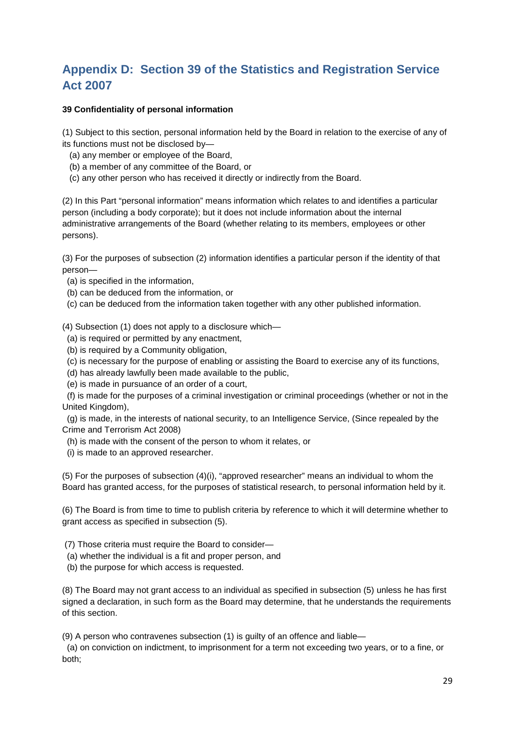# Appendix D: Section 39 of the Statistics and Registration Service Act 2007

**39 Confidentiality of personal information**

(1) Subject to this section, personal information held by the Board in relation to the exercise of any of its functions must not be disclosed by—

(a) any member or employee of the Board,

(b) a member of any committee of the Board, or

(c) any other person who has received it directly or indirectly from the Board.

(2) In this Part "personal information" means information which relates to and identifies a particular person (including a body corporate); but it does not include information about the internal administrative arrangements of the Board (whether relating to its members, employees or other persons).

(3) For the purposes of subsection (2) information identifies a particular person if the identity of that person—

(a) is specified in the information,

(b) can be deduced from the information, or

(c) can be deduced from the information taken together with any other published information.

(4) Subsection (1) does not apply to a disclosure which—

(a) is required or permitted by any enactment,

(b) is required by a Community obligation,

(c) is necessary for the purpose of enabling or assisting the Board to exercise any of its functions,

(d) has already lawfully been made available to the public,

(e) is made in pursuance of an order of a court,

(f) is made for the purposes of a criminal investigation or criminal proceedings (whether or not in the United Kingdom),

(g) is made, in the interests of national security, to an Intelligence Service, (Since repealed by the Crime and Terrorism Act 2008)

(h) is made with the consent of the person to whom it relates, or

(i) is made to an approved researcher.

(5) For the purposes of subsection (4)(i), "approved researcher" means an individual to whom the Board has granted access, for the purposes of statistical research, to personal information held by it.

(6) The Board is from time to time to publish criteria by reference to which it will determine whether to grant access as specified in subsection (5).

(7) Those criteria must require the Board to consider—

(a) whether the individual is a fit and proper person, and

(b) the purpose for which access is requested.

(8) The Board may not grant access to an individual as specified in subsection (5) unless he has first signed a declaration, in such form as the Board may determine, that he understands the requirements of this section.

(9) A person who contravenes subsection (1) is guilty of an offence and liable—

(a) on conviction on indictment, to imprisonment for a term not exceeding two years, or to a fine, or both;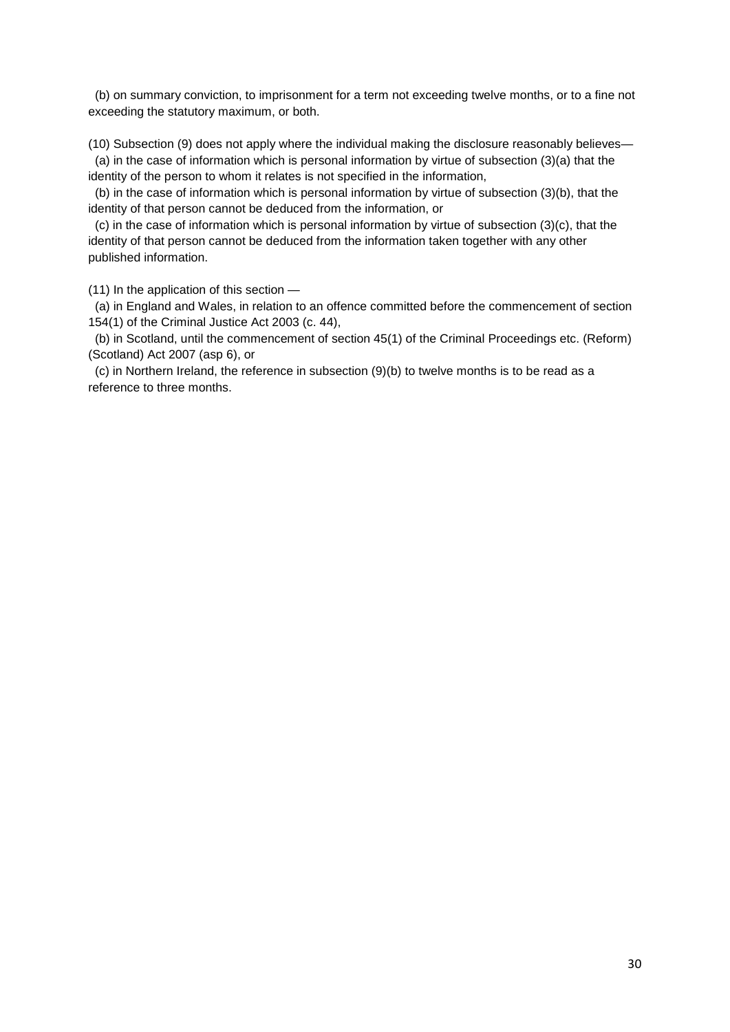(b) on summary conviction, to imprisonment for a term not exceeding twelve months, or to a fine not exceeding the statutory maximum, or both.

(10) Subsection (9) does not apply where the individual making the disclosure reasonably believes—

(a) in the case of information which is personal information by virtue of subsection (3)(a) that the identity of the person to whom it relates is not specified in the information,

(b) in the case of information which is personal information by virtue of subsection (3)(b), that the identity of that person cannot be deduced from the information, or

(c) in the case of information which is personal information by virtue of subsection (3)(c), that the identity of that person cannot be deduced from the information taken together with any other published information.

(11) In the application of this section —

(a) in England and Wales, in relation to an offence committed before the commencement of section 154(1) of the Criminal Justice Act 2003 (c. 44),

(b) in Scotland, until the commencement of section 45(1) of the Criminal Proceedings etc. (Reform) (Scotland) Act 2007 (asp 6), or

(c) in Northern Ireland, the reference in subsection (9)(b) to twelve months is to be read as a reference to three months.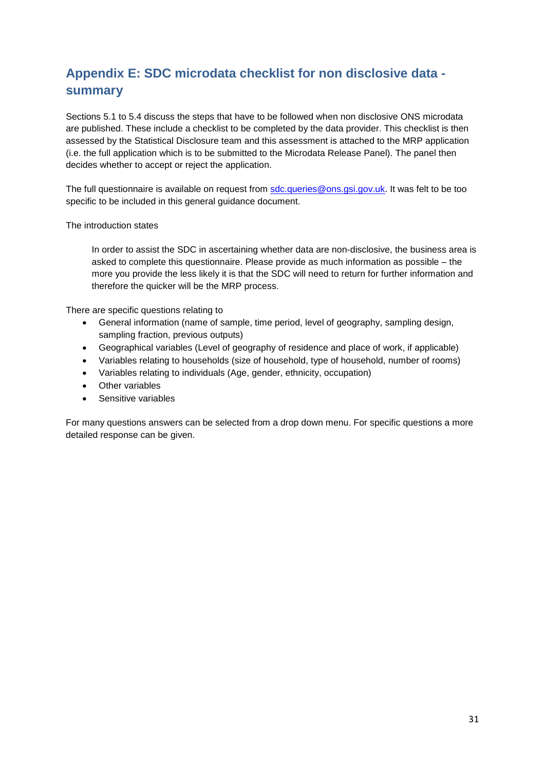## Appendix E: SDC microdata checklist for non disclosive data - summary

Sections 5.1 to 5.4 discuss the steps that have to be followed when non disclosive ONS microdata are published. These include a checklist to be completed by the data provider. This checklist is then assessed by the Statistical Disclosure team and this assessment is attached to the MRP application (i.e. the full application which is to be submitted to the Microdata Release Panel). The panel then decides whether to accept or reject the application.

The full questionnaire is available on request from [sdc.queries@ons.gsi.gov.uk](mailto:sdc.queries@ons.gsi.gov.uk). It was felt to be too specific to be included in this general guidance document.

The introduction states

> In order to assist the SDC in ascertaining whether data are non-disclosive, the business area is asked to complete this questionnaire. Please provide as much information as possible – the more you provide the less likely it is that the SDC will need to return for further information and therefore the quicker will be the MRP process.

There are specific questions relating to

- General information (name of sample, time period, level of geography, sampling design, sampling fraction, previous outputs)
- Geographical variables (Level of geography of residence and place of work, if applicable)
- Variables relating to households (size of household, type of household, number of rooms)
- Variables relating to individuals (Age, gender, ethnicity, occupation)
- Other variables
- Sensitive variables

For many questions answers can be selected from a drop down menu. For specific questions a more detailed response can be given.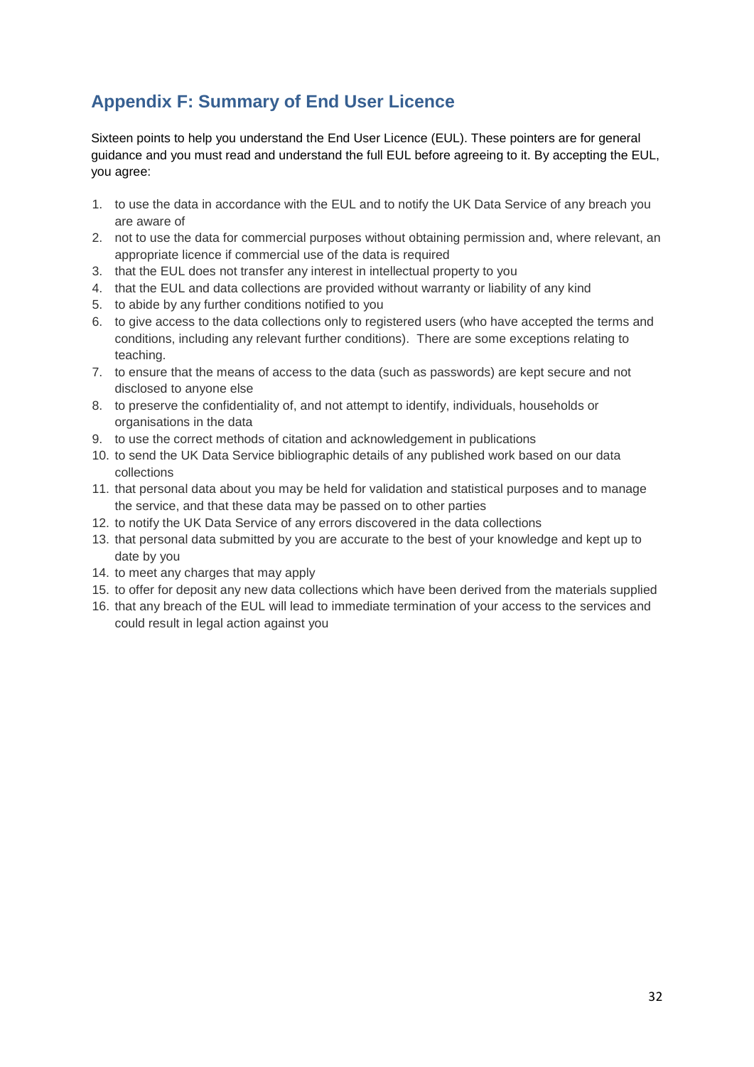## Appendix F: Summary of End User Licence

Sixteen points to help you understand the End User Licence (EUL). These pointers are for general guidance and you must read and understand the full EUL before agreeing to it. By accepting the EUL, you agree:

1. to use the data in accordance with the EUL and to notify the UK Data Service of any breach you are aware of
2. not to use the data for commercial purposes without obtaining permission and, where relevant, an appropriate licence if commercial use of the data is required
3. that the EUL does not transfer any interest in intellectual property to you
4. that the EUL and data collections are provided without warranty or liability of any kind
5. to abide by any further conditions notified to you
6. to give access to the data collections only to registered users (who have accepted the terms and conditions, including any relevant further conditions). There are some exceptions relating to teaching.
7. to ensure that the means of access to the data (such as passwords) are kept secure and not disclosed to anyone else
8. to preserve the confidentiality of, and not attempt to identify, individuals, households or organisations in the data
9. to use the correct methods of citation and acknowledgement in publications
10. to send the UK Data Service bibliographic details of any published work based on our data collections
11. that personal data about you may be held for validation and statistical purposes and to manage the service, and that these data may be passed on to other parties
12. to notify the UK Data Service of any errors discovered in the data collections
13. that personal data submitted by you are accurate to the best of your knowledge and kept up to date by you
14. to meet any charges that may apply
15. to offer for deposit any new data collections which have been derived from the materials supplied
16. that any breach of the EUL will lead to immediate termination of your access to the services and could result in legal action against you